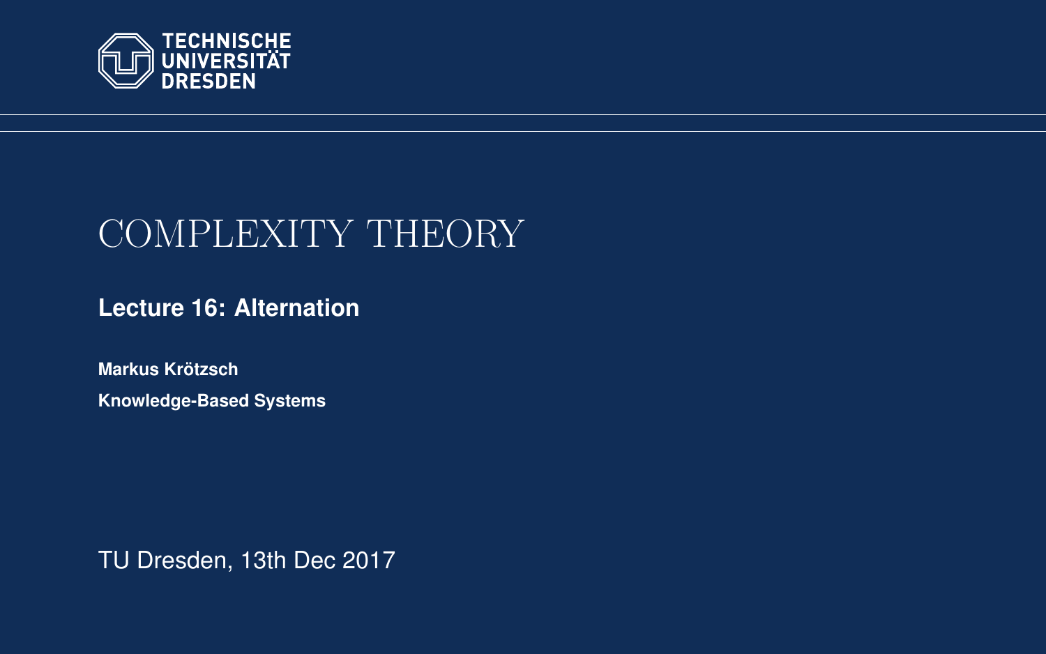TECHNISCHE UNIVERSITÄT DRESDEN

# COMPLEXITY THEORY

**Lecture 16: Alternation**

**Markus Krötzsch**

**Knowledge-Based Systems**

TU Dresden, 13th Dec 2017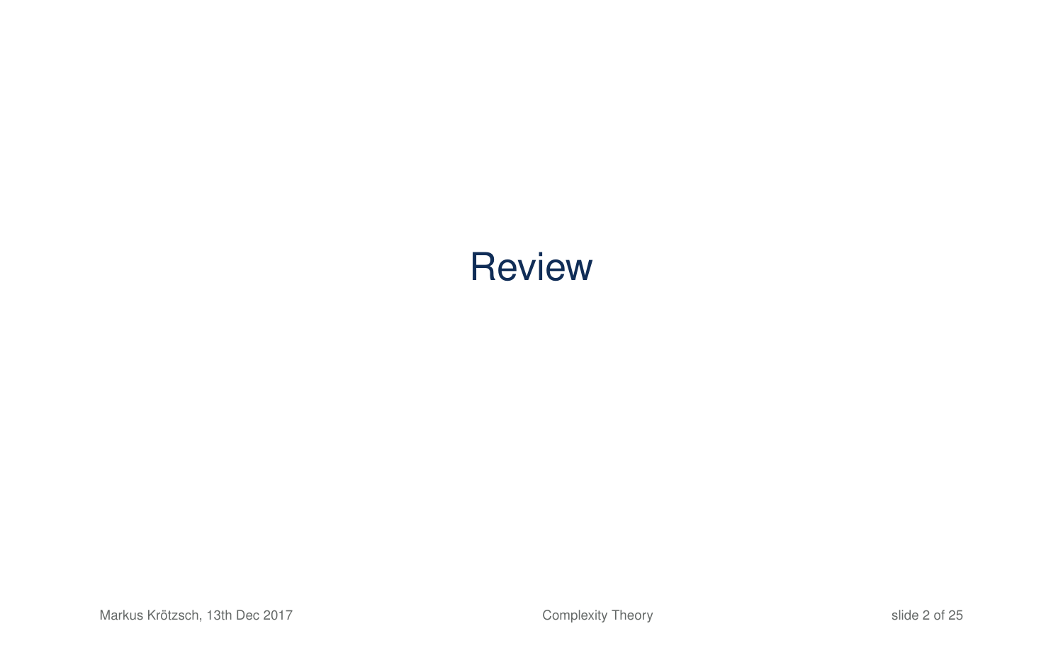# Review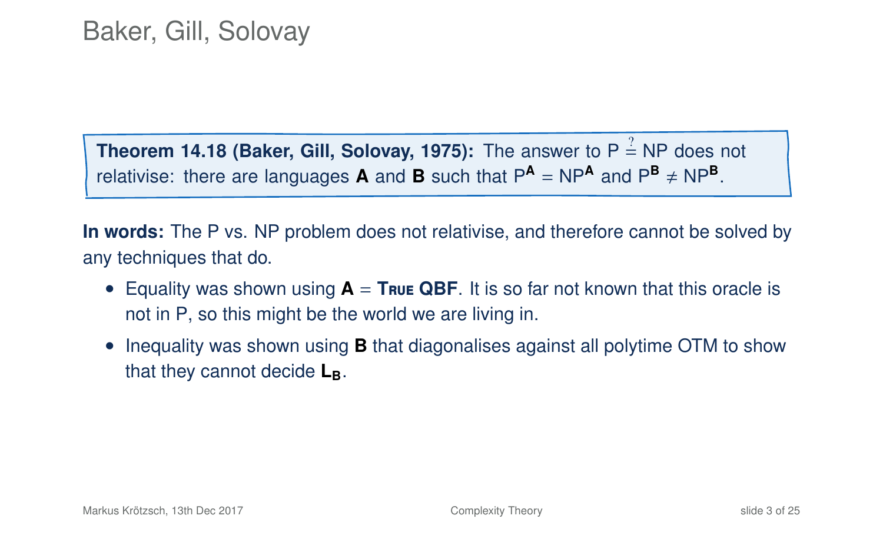# Baker, Gill, Solovay

**Theorem 14.18 (Baker, Gill, Solovay, 1975):** The answer to $P \stackrel{?}{=} NP$ does not relativise: there are languages **A** and **B** such that $P^{\mathbf{A}} = NP^{\mathbf{A}}$ and $P^{\mathbf{B}} \neq NP^{\mathbf{B}}$.

**In words:** The P vs. NP problem does not relativise, and therefore cannot be solved by any techniques that do.

- Equality was shown using **A** = **True QBF**. It is so far not known that this oracle is not in P, so this might be the world we are living in.
- Inequality was shown using **B** that diagonalises against all polytime OTM to show that they cannot decide $\mathbf{L_B}$.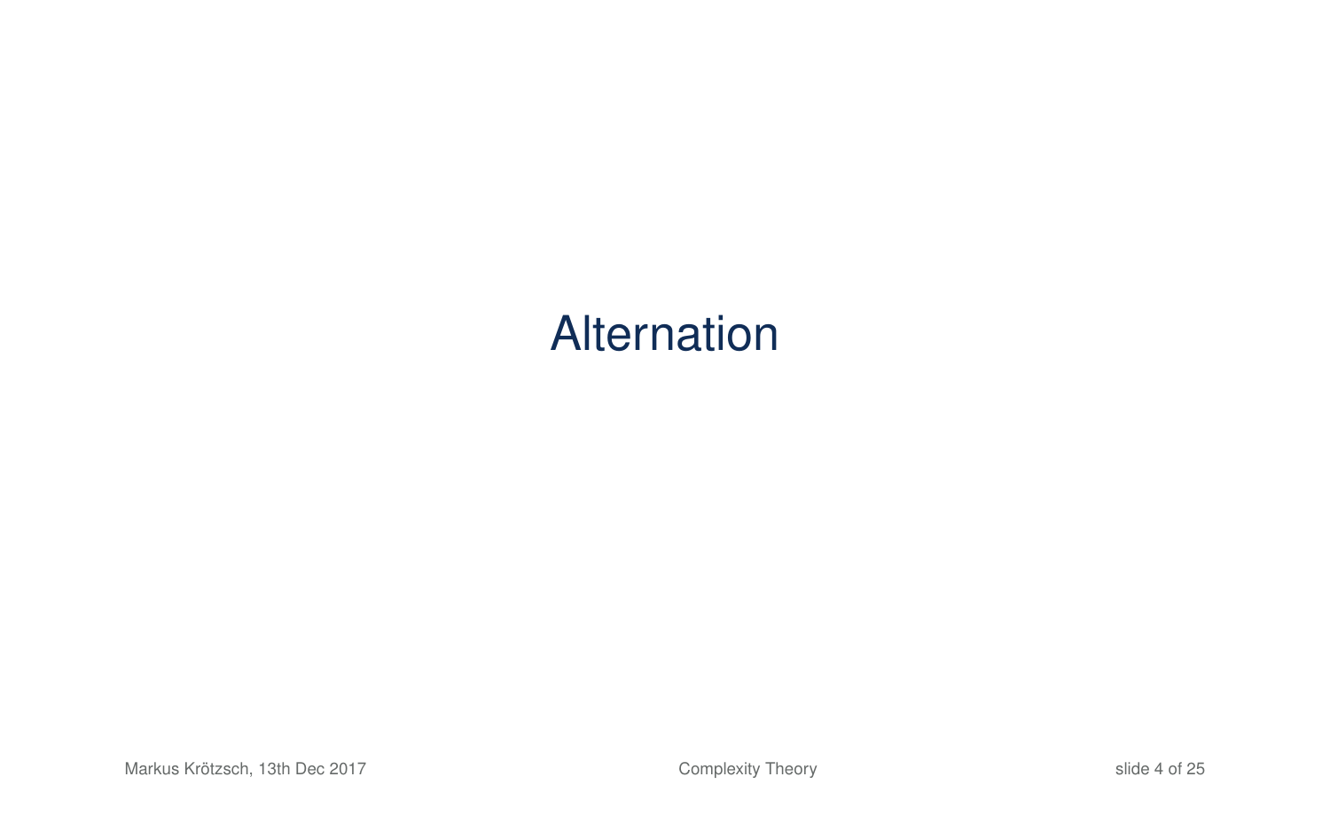# Alternation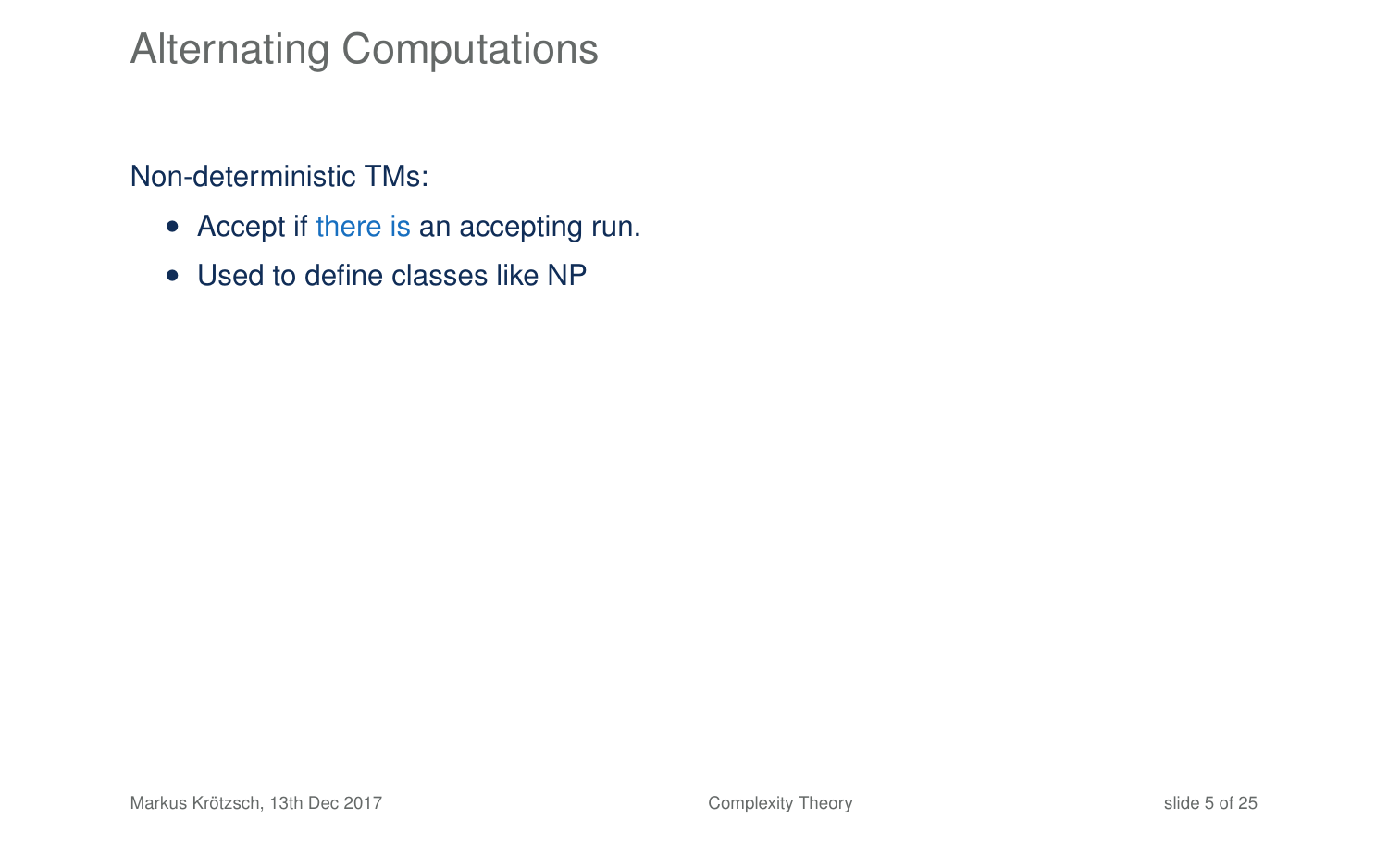# Alternating Computations

Non-deterministic TMs:

- Accept if there is an accepting run.
- Used to define classes like NP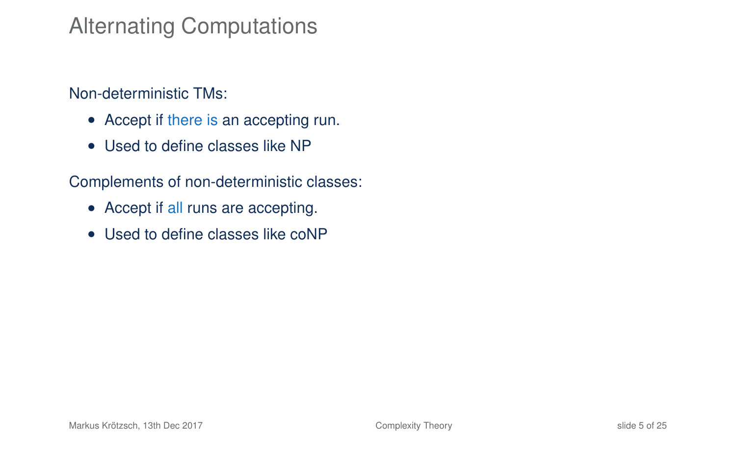# Alternating Computations

Non-deterministic TMs:

- Accept if there is an accepting run.
- Used to define classes like NP

Complements of non-deterministic classes:

- Accept if all runs are accepting.
- Used to define classes like coNP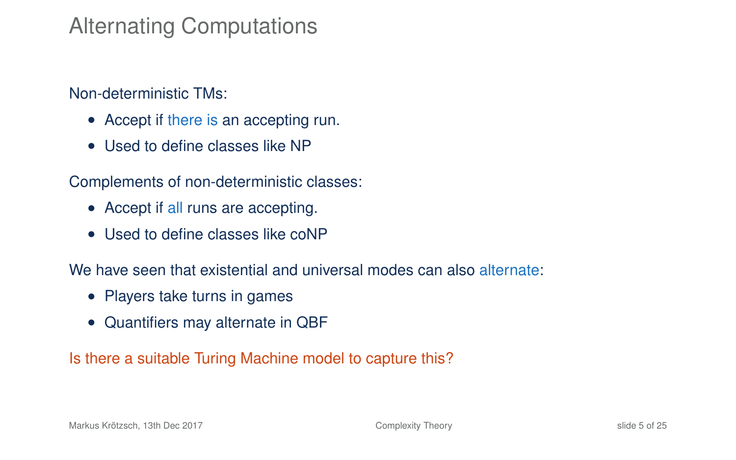# Alternating Computations

Non-deterministic TMs:

- Accept if there is an accepting run.
- Used to define classes like NP

Complements of non-deterministic classes:

- Accept if all runs are accepting.
- Used to define classes like coNP

We have seen that existential and universal modes can also alternate:

- Players take turns in games
- Quantifiers may alternate in QBF

Is there a suitable Turing Machine model to capture this?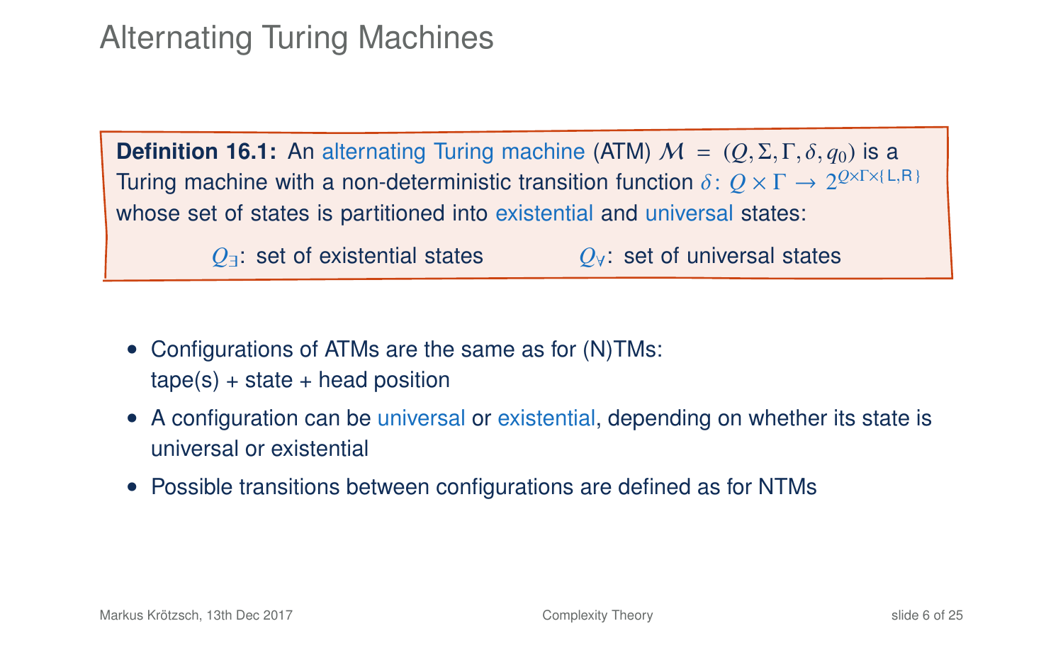# Alternating Turing Machines

**Definition 16.1:** An alternating Turing machine (ATM) $\mathcal{M} = (Q, \Sigma, \Gamma, \delta, q_0)$ is a Turing machine with a non-deterministic transition function $\delta \colon Q \times \Gamma \to 2^{Q \times \Gamma \times \{\mathsf{L},\mathsf{R}\}}$ whose set of states is partitioned into existential and universal states:

$Q_\exists$: set of existential states $\qquad$ $Q_\forall$: set of universal states

- Configurations of ATMs are the same as for (N)TMs: tape(s) + state + head position
- A configuration can be universal or existential, depending on whether its state is universal or existential
- Possible transitions between configurations are defined as for NTMs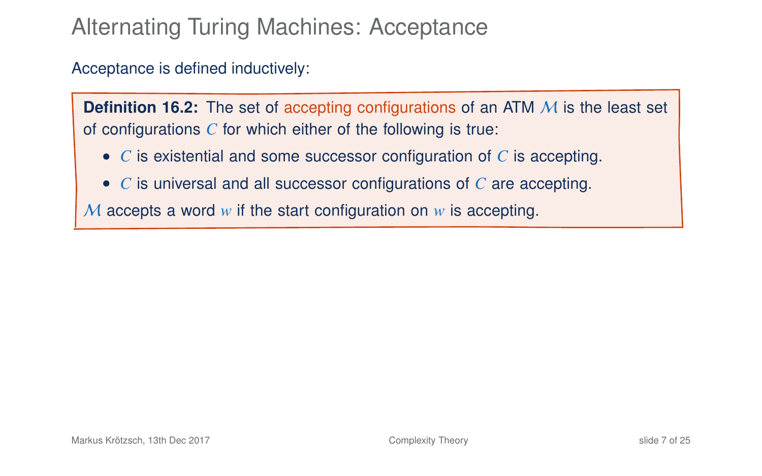# Alternating Turing Machines: Acceptance

Acceptance is defined inductively:

**Definition 16.2:** The set of accepting configurations of an ATM $\mathcal{M}$ is the least set of configurations $C$ for which either of the following is true:

- $C$ is existential and some successor configuration of $C$ is accepting.
- $C$ is universal and all successor configurations of $C$ are accepting.

$\mathcal{M}$ accepts a word $w$ if the start configuration on $w$ is accepting.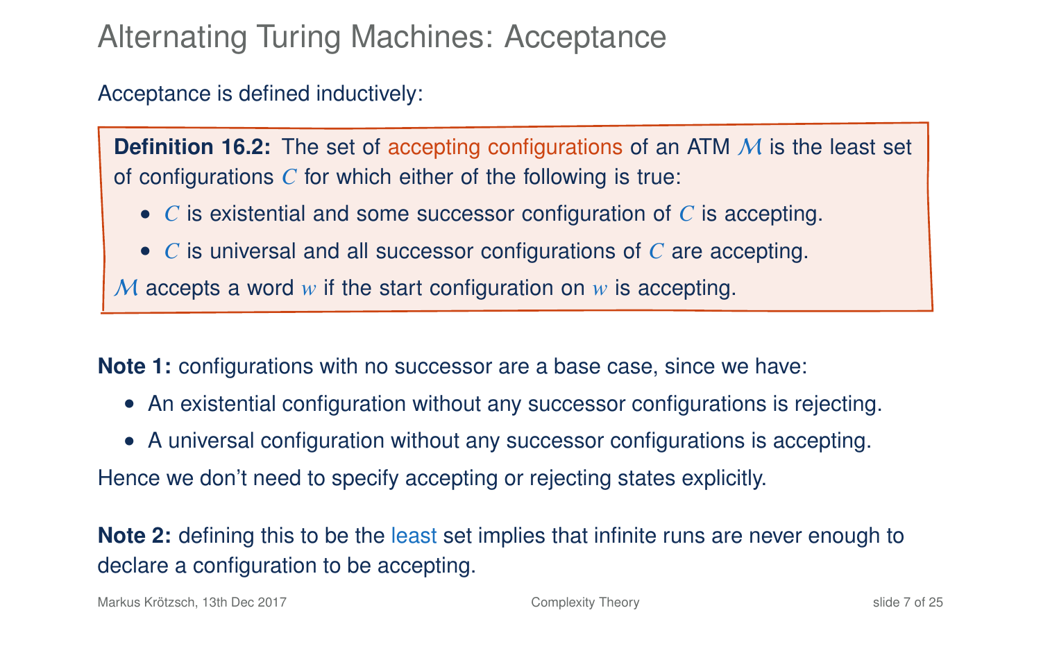# Alternating Turing Machines: Acceptance

Acceptance is defined inductively:

**Definition 16.2:** The set of accepting configurations of an ATM $\mathcal{M}$ is the least set of configurations $C$ for which either of the following is true:

- $C$ is existential and some successor configuration of $C$ is accepting.
- $C$ is universal and all successor configurations of $C$ are accepting.

$\mathcal{M}$ accepts a word $w$ if the start configuration on $w$ is accepting.

**Note 1:** configurations with no successor are a base case, since we have:

- An existential configuration without any successor configurations is rejecting.
- A universal configuration without any successor configurations is accepting.

Hence we don't need to specify accepting or rejecting states explicitly.

**Note 2:** defining this to be the least set implies that infinite runs are never enough to declare a configuration to be accepting.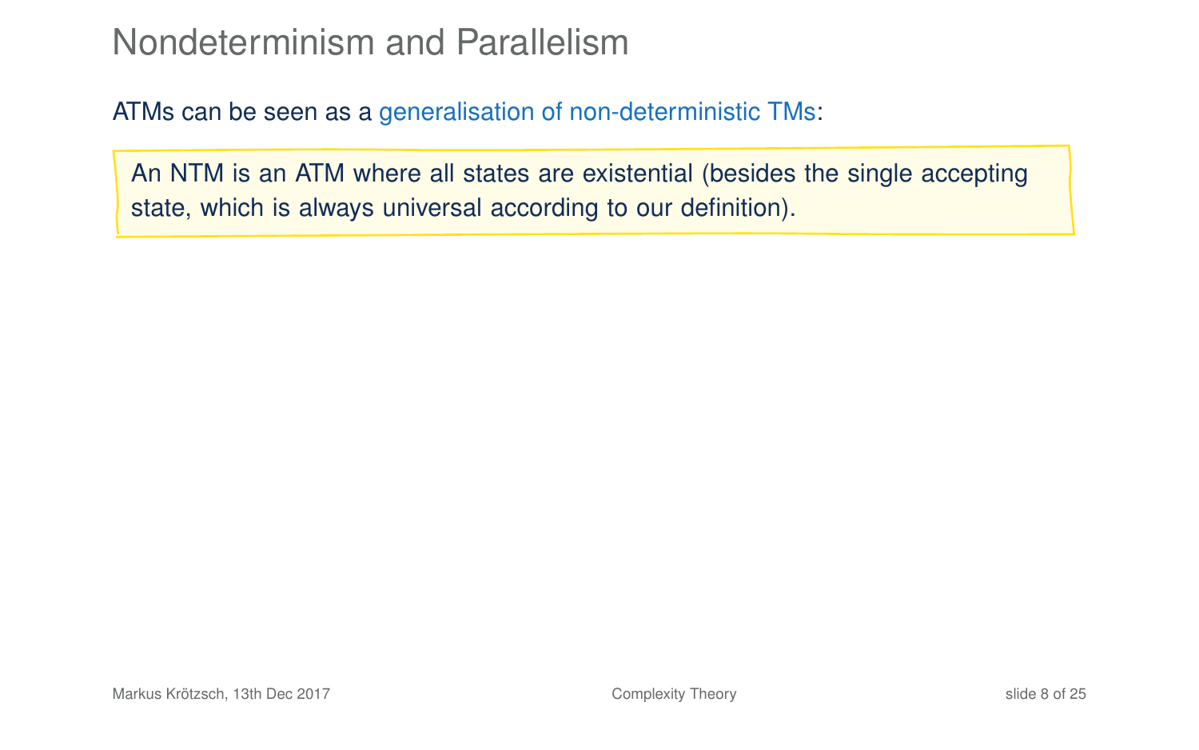# Nondeterminism and Parallelism

ATMs can be seen as a generalisation of non-deterministic TMs:

> An NTM is an ATM where all states are existential (besides the single accepting state, which is always universal according to our definition).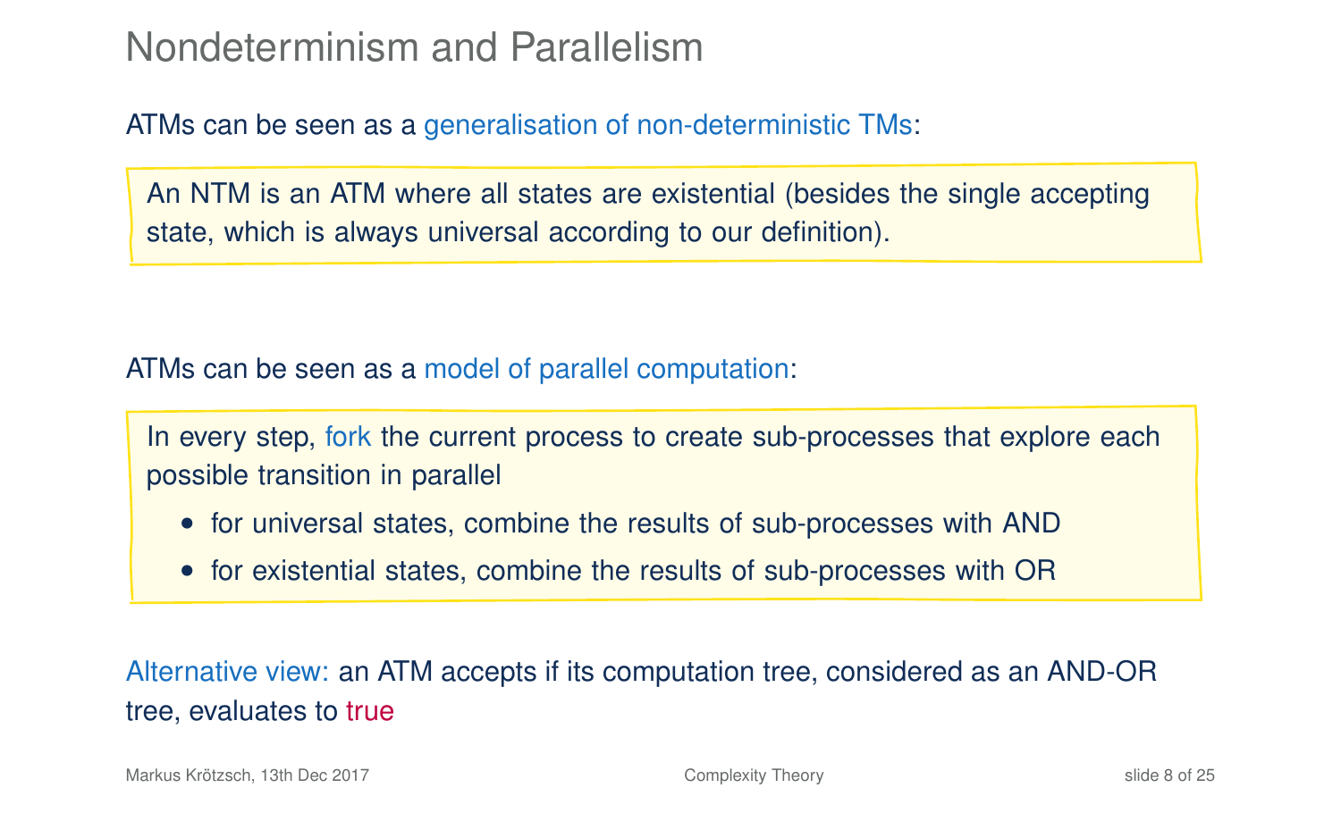# Nondeterminism and Parallelism

ATMs can be seen as a generalisation of non-deterministic TMs:

> An NTM is an ATM where all states are existential (besides the single accepting state, which is always universal according to our definition).

ATMs can be seen as a model of parallel computation:

> In every step, fork the current process to create sub-processes that explore each possible transition in parallel
>
> - for universal states, combine the results of sub-processes with AND
> - for existential states, combine the results of sub-processes with OR

Alternative view: an ATM accepts if its computation tree, considered as an AND-OR tree, evaluates to true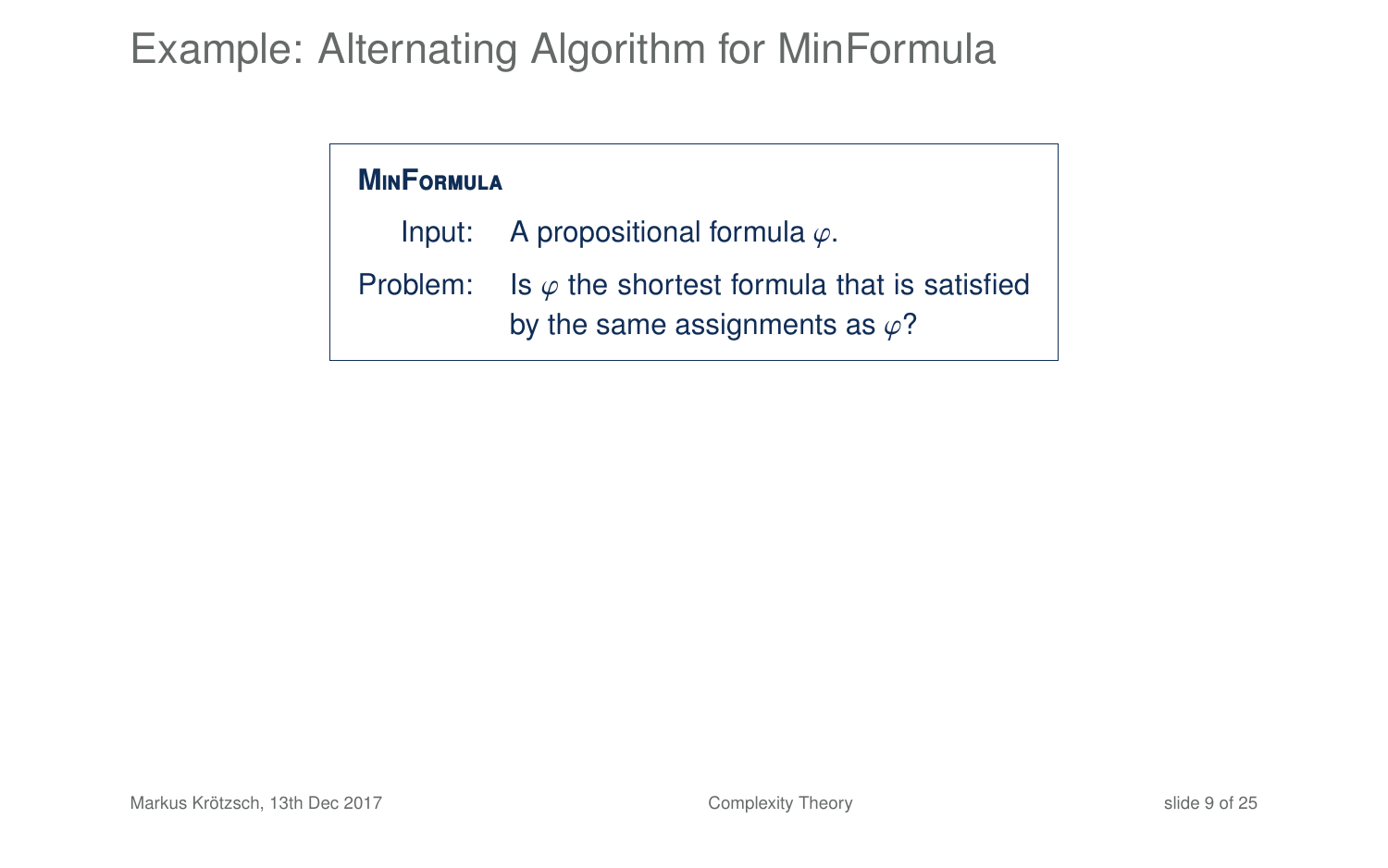# Example: Alternating Algorithm for MinFormula

**MinFormula**

Input: A propositional formula $\varphi$.

Problem: Is $\varphi$ the shortest formula that is satisfied by the same assignments as $\varphi$?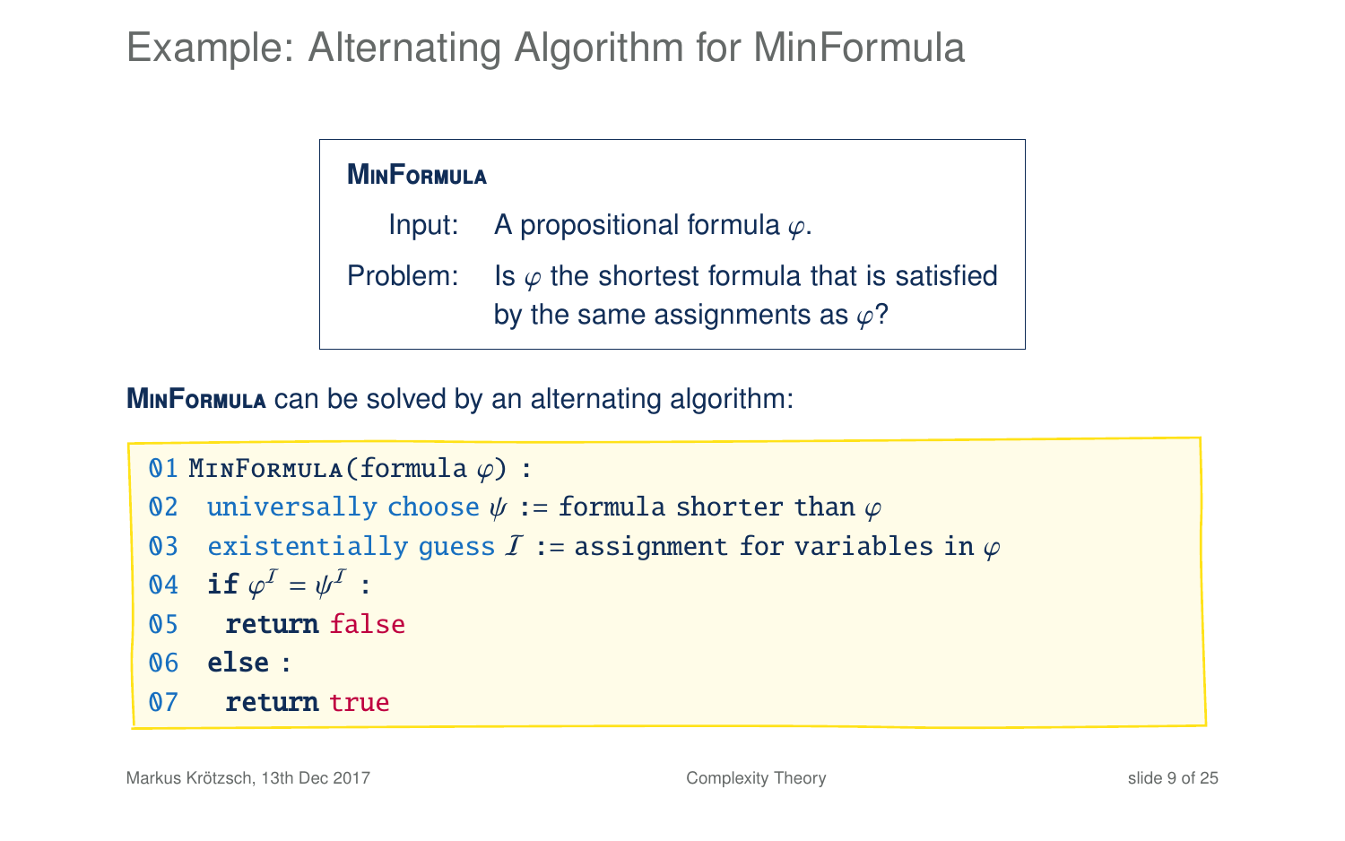# Example: Alternating Algorithm for MinFormula

**MinFormula**

Input: A propositional formula $\varphi$.

Problem: Is $\varphi$ the shortest formula that is satisfied by the same assignments as $\varphi$?

**MinFormula** can be solved by an alternating algorithm:

```
01 MinFormula(formula φ) :
02  universally choose ψ := formula shorter than φ
03  existentially guess I := assignment for variables in φ
04  if φ^I = ψ^I :
05   return false
06  else :
07   return true
```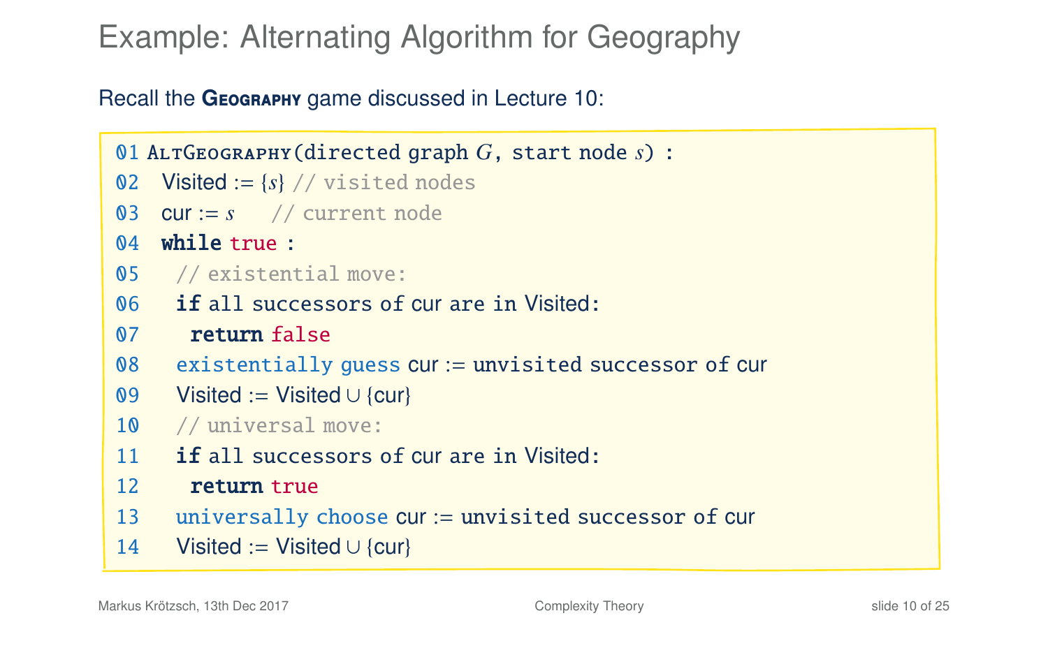# Example: Alternating Algorithm for Geography

Recall the **Geography** game discussed in Lecture 10:

```
01 AltGeography(directed graph G, start node s) :
02   Visited := {s} // visited nodes
03   cur := s     // current node
04   while true :
05     // existential move:
06     if all successors of cur are in Visited:
07       return false
08     existentially guess cur := unvisited successor of cur
09     Visited := Visited ∪ {cur}
10     // universal move:
11     if all successors of cur are in Visited:
12       return true
13     universally choose cur := unvisited successor of cur
14     Visited := Visited ∪ {cur}
```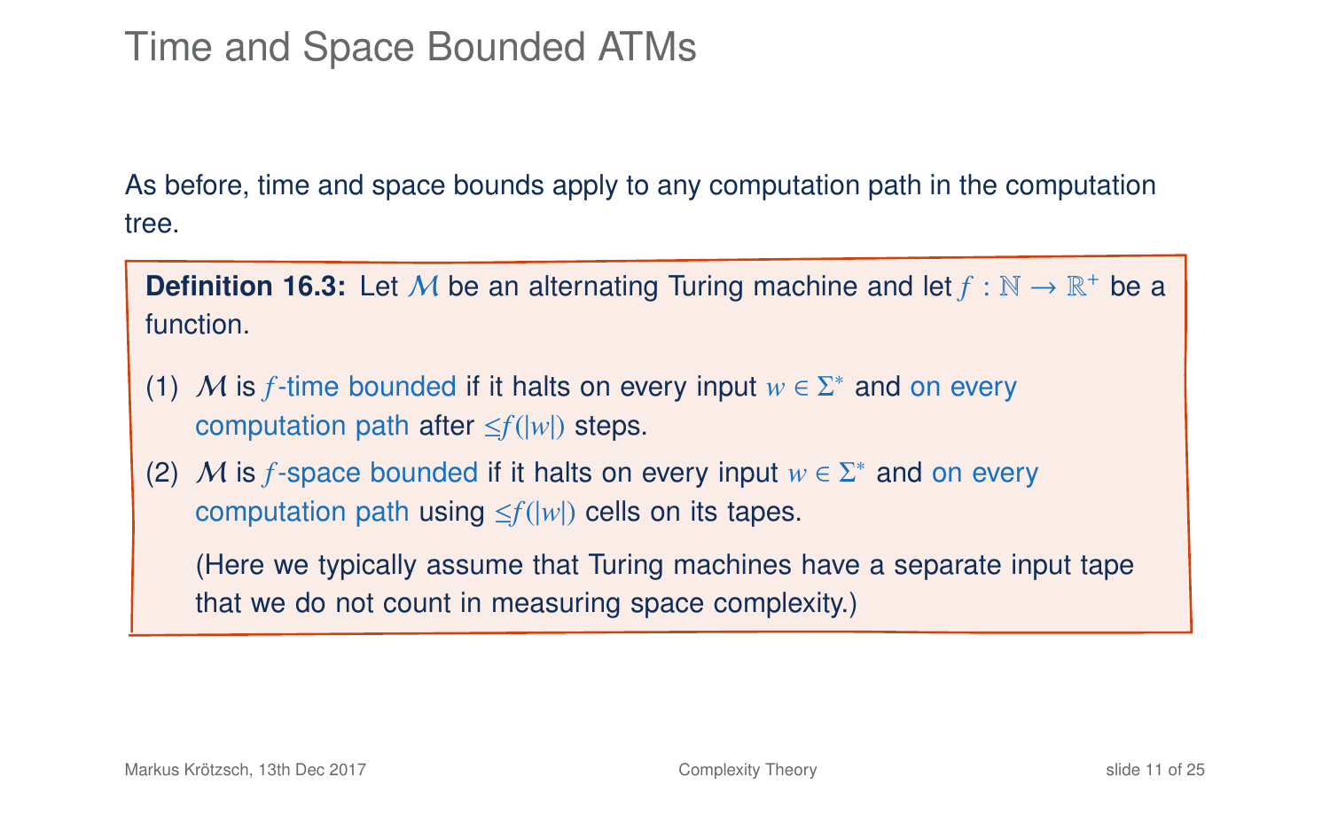# Time and Space Bounded ATMs

As before, time and space bounds apply to any computation path in the computation tree.

**Definition 16.3:** Let $\mathcal{M}$ be an alternating Turing machine and let $f : \mathbb{N} \to \mathbb{R}^+$ be a function.

(1) $\mathcal{M}$ is $f$-time bounded if it halts on every input $w \in \Sigma^*$ and on every computation path after $\leq f(|w|)$ steps.

(2) $\mathcal{M}$ is $f$-space bounded if it halts on every input $w \in \Sigma^*$ and on every computation path using $\leq f(|w|)$ cells on its tapes.

(Here we typically assume that Turing machines have a separate input tape that we do not count in measuring space complexity.)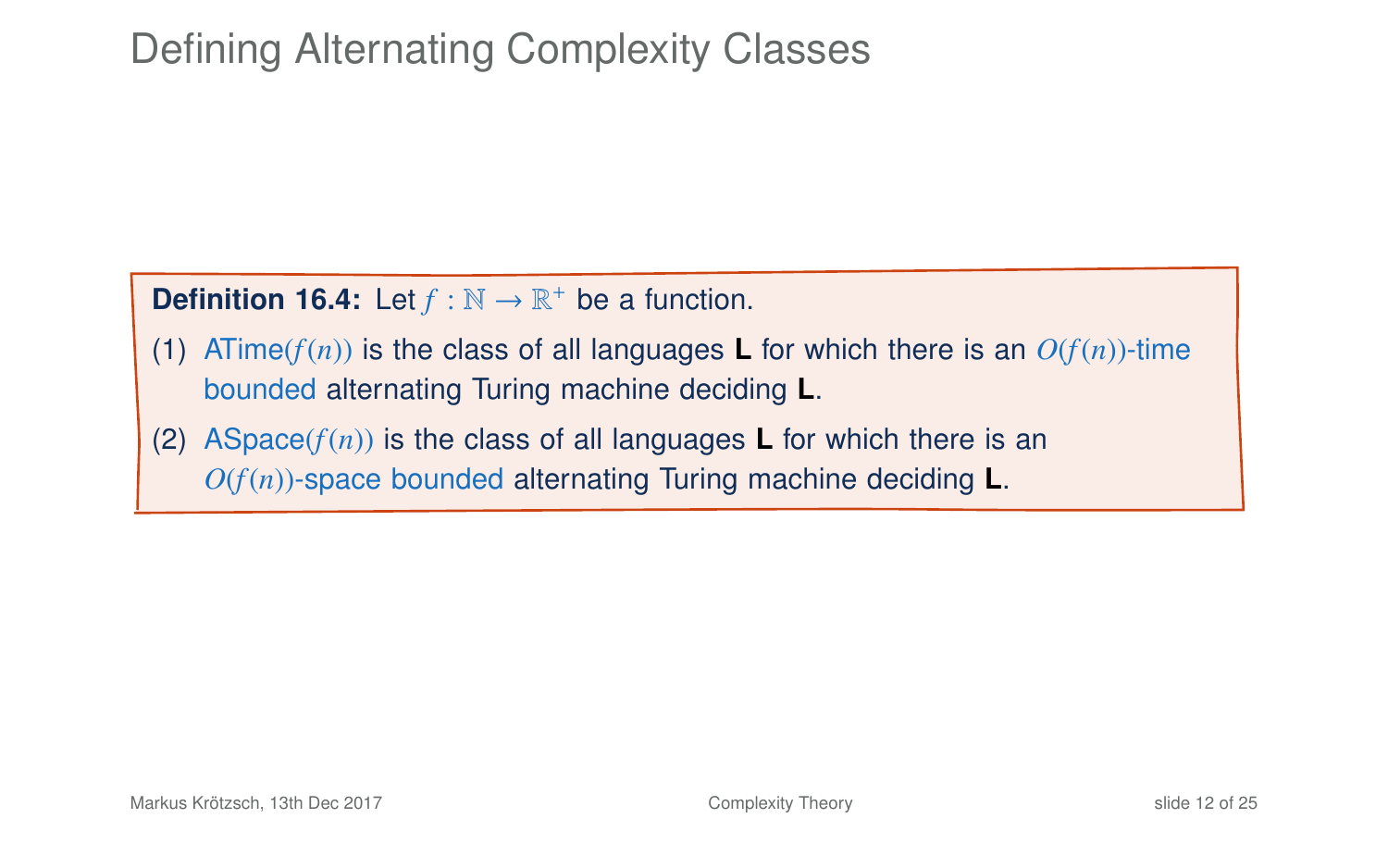# Defining Alternating Complexity Classes

**Definition 16.4:** Let $f : \mathbb{N} \to \mathbb{R}^+$ be a function.

(1) ATime($f(n)$) is the class of all languages **L** for which there is an $O(f(n))$-time bounded alternating Turing machine deciding **L**.

(2) ASpace($f(n)$) is the class of all languages **L** for which there is an $O(f(n))$-space bounded alternating Turing machine deciding **L**.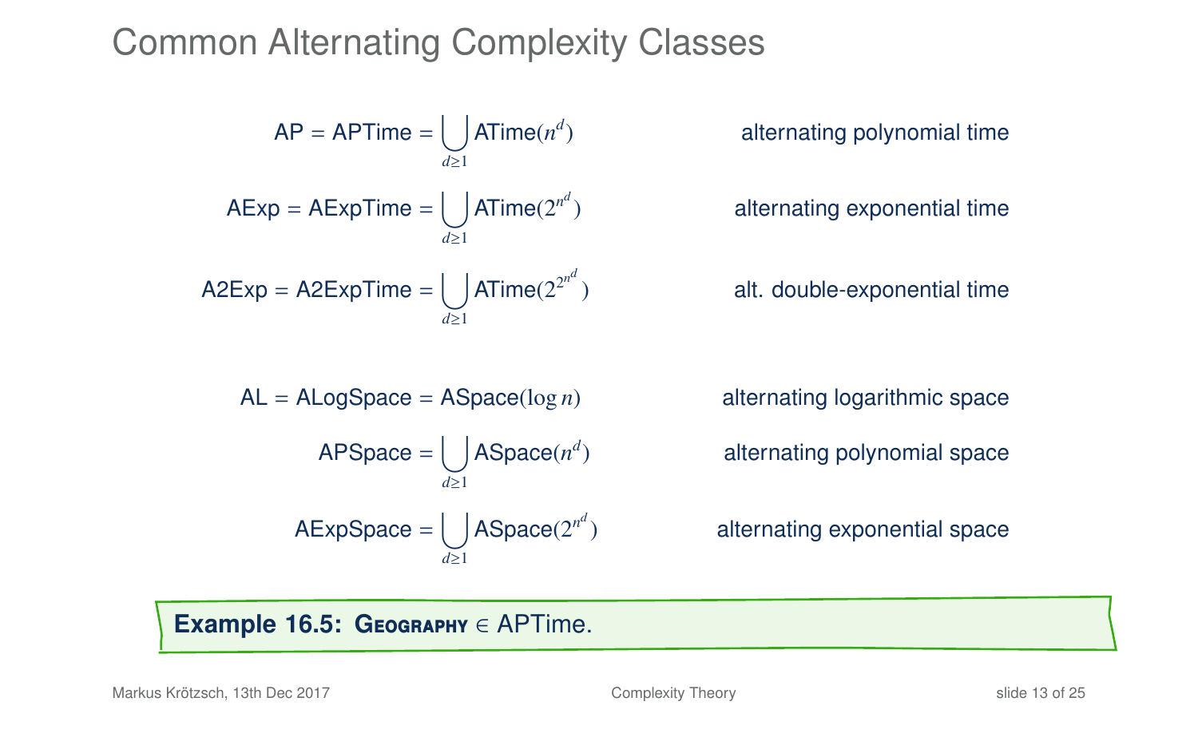# Common Alternating Complexity Classes

| | |
|---|---|
| $\text{AP} = \text{APTime} = \bigcup_{d \geq 1} \text{ATime}(n^d)$ | alternating polynomial time |
| $\text{AExp} = \text{AExpTime} = \bigcup_{d \geq 1} \text{ATime}(2^{n^d})$ | alternating exponential time |
| $\text{A2Exp} = \text{A2ExpTime} = \bigcup_{d \geq 1} \text{ATime}(2^{2^{n^d}})$ | alt. double-exponential time |
| $\text{AL} = \text{ALogSpace} = \text{ASpace}(\log n)$ | alternating logarithmic space |
| $\text{APSpace} = \bigcup_{d \geq 1} \text{ASpace}(n^d)$ | alternating polynomial space |
| $\text{AExpSpace} = \bigcup_{d \geq 1} \text{ASpace}(2^{n^d})$ | alternating exponential space |

**Example 16.5:** **Geography** $\in$ APTime.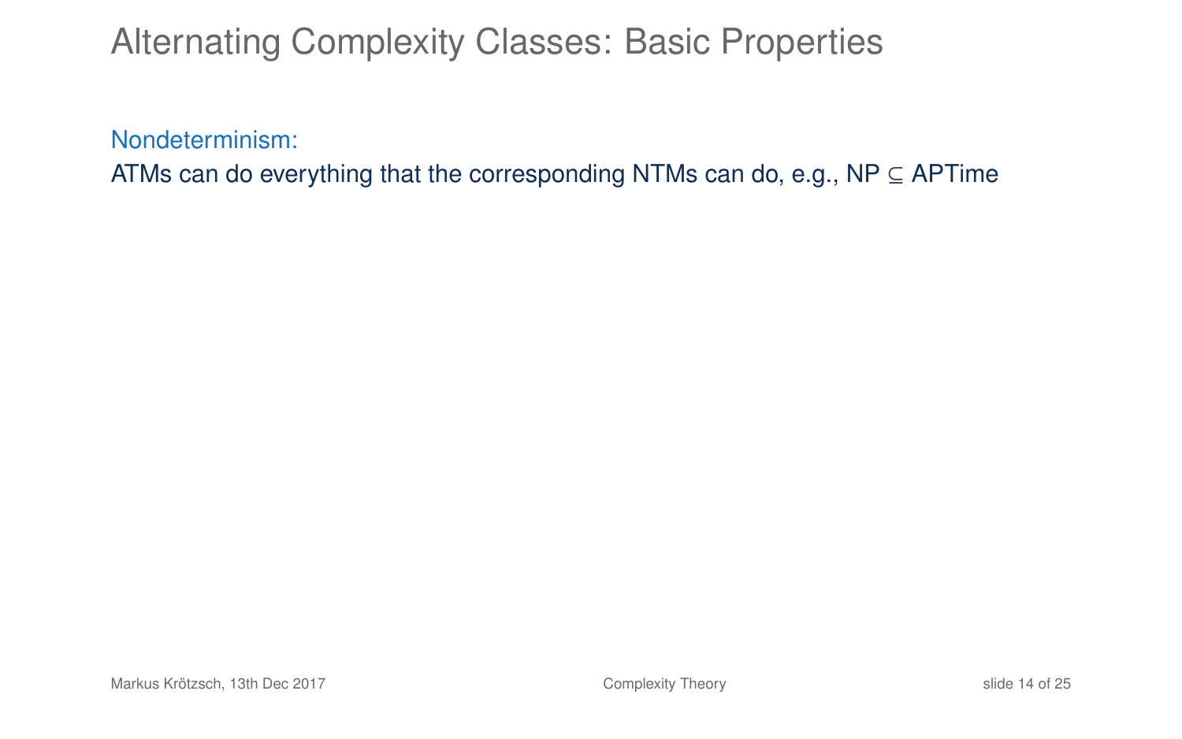# Alternating Complexity Classes: Basic Properties

Nondeterminism:

ATMs can do everything that the corresponding NTMs can do, e.g., NP $\subseteq$ APTime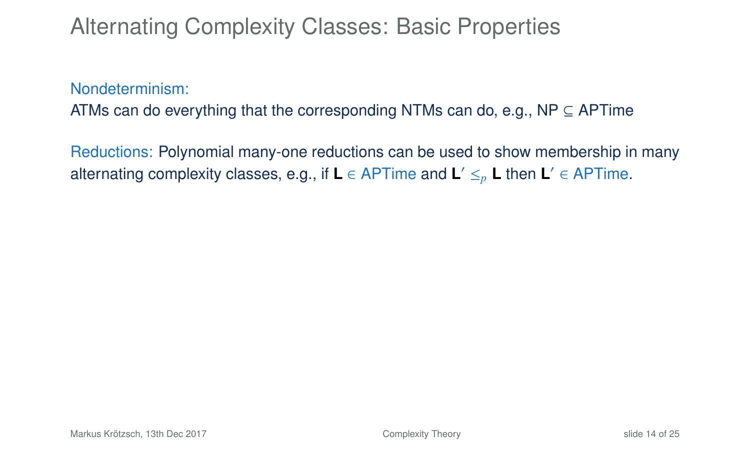# Alternating Complexity Classes: Basic Properties

Nondeterminism:

ATMs can do everything that the corresponding NTMs can do, e.g., NP ⊆ APTime

Reductions: Polynomial many-one reductions can be used to show membership in many alternating complexity classes, e.g., if **L** ∈ APTime and **L**′ $\leq_p$ **L** then **L**′ ∈ APTime.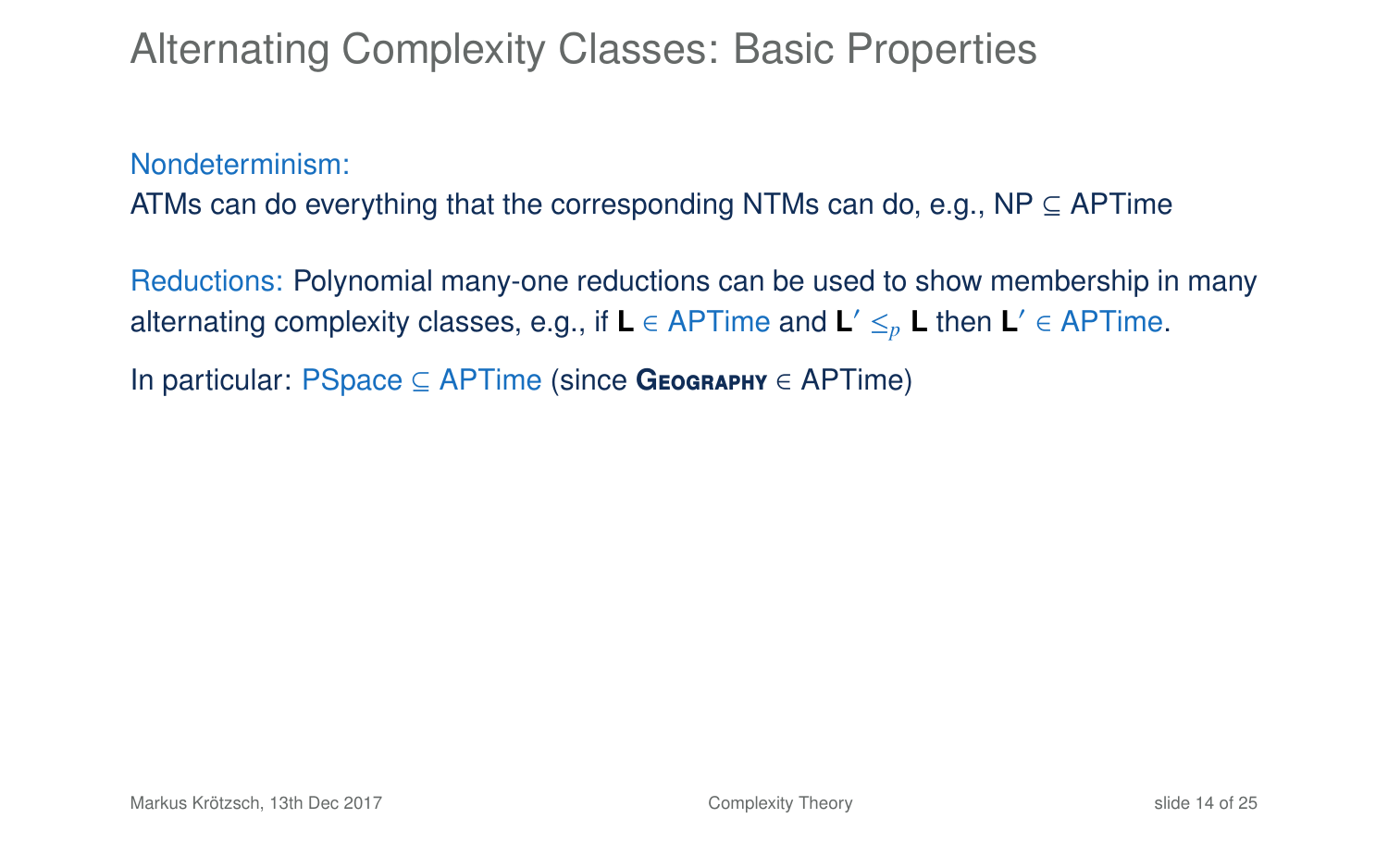# Alternating Complexity Classes: Basic Properties

Nondeterminism:
ATMs can do everything that the corresponding NTMs can do, e.g., NP ⊆ APTime

Reductions: Polynomial many-one reductions can be used to show membership in many alternating complexity classes, e.g., if **L** ∈ APTime and $\mathbf{L}' \leq_p \mathbf{L}$ then $\mathbf{L}'$ ∈ APTime.

In particular: PSpace ⊆ APTime (since **Geography** ∈ APTime)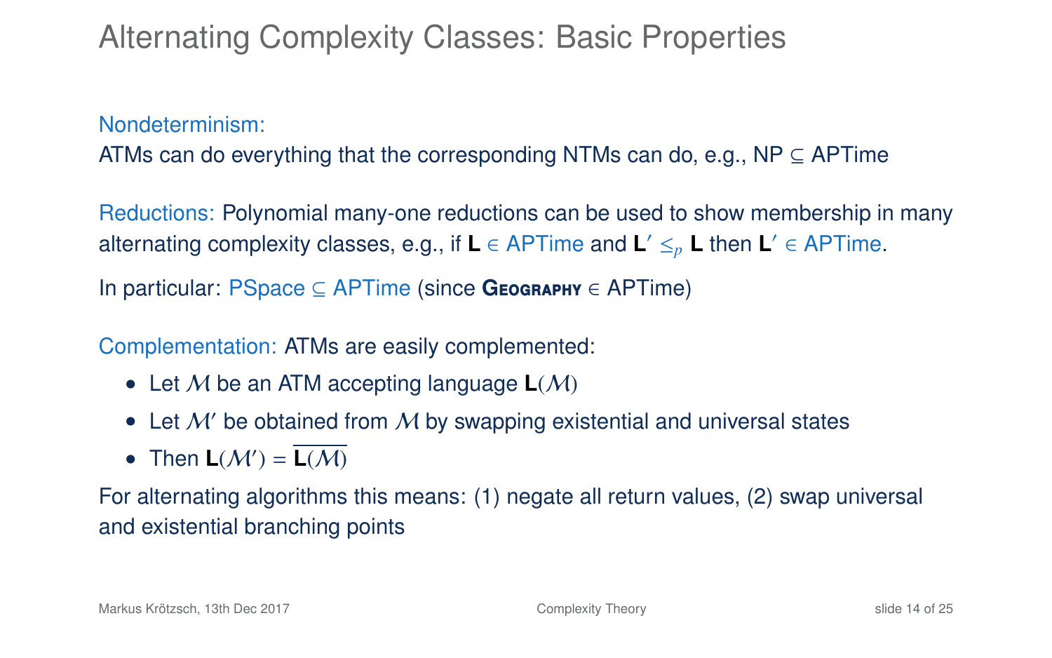# Alternating Complexity Classes: Basic Properties

Nondeterminism:

ATMs can do everything that the corresponding NTMs can do, e.g., NP $\subseteq$ APTime

Reductions: Polynomial many-one reductions can be used to show membership in many alternating complexity classes, e.g., if $\mathbf{L} \in$ APTime and $\mathbf{L}' \leq_p \mathbf{L}$ then $\mathbf{L}' \in$ APTime.

In particular: PSpace $\subseteq$ APTime (since **Geography** $\in$ APTime)

Complementation: ATMs are easily complemented:

- Let $\mathcal{M}$ be an ATM accepting language $\mathbf{L}(\mathcal{M})$
- Let $\mathcal{M}'$ be obtained from $\mathcal{M}$ by swapping existential and universal states
- Then $\mathbf{L}(\mathcal{M}') = \overline{\mathbf{L}(\mathcal{M})}$

For alternating algorithms this means: (1) negate all return values, (2) swap universal and existential branching points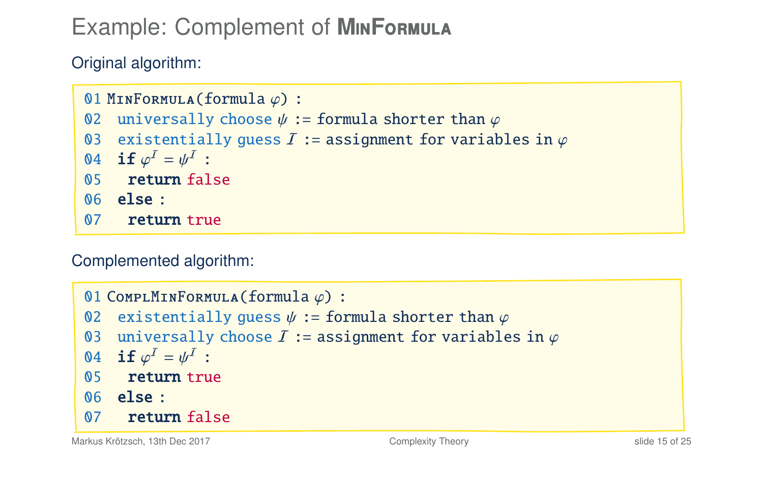# Example: Complement of MinFormula

Original algorithm:

```
01 MinFormula(formula φ) :
02   universally choose ψ := formula shorter than φ
03   existentially guess I := assignment for variables in φ
04   if φ^I = ψ^I :
05     return false
06   else :
07     return true
```

Complemented algorithm:

```
01 ComplMinFormula(formula φ) :
02   existentially guess ψ := formula shorter than φ
03   universally choose I := assignment for variables in φ
04   if φ^I = ψ^I :
05     return true
06   else :
07     return false
```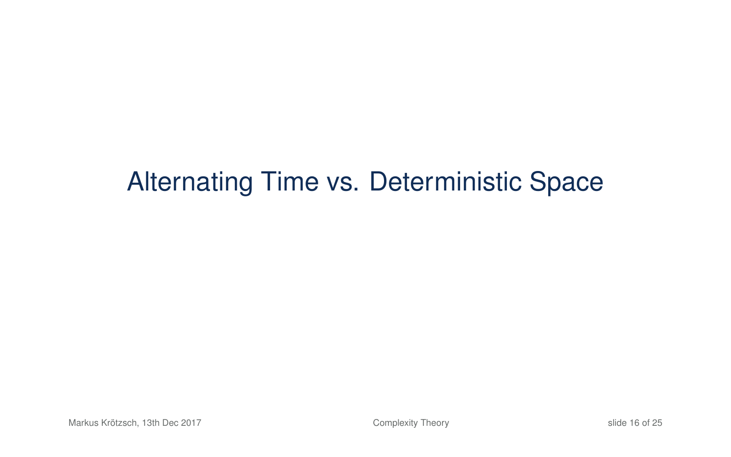# Alternating Time vs. Deterministic Space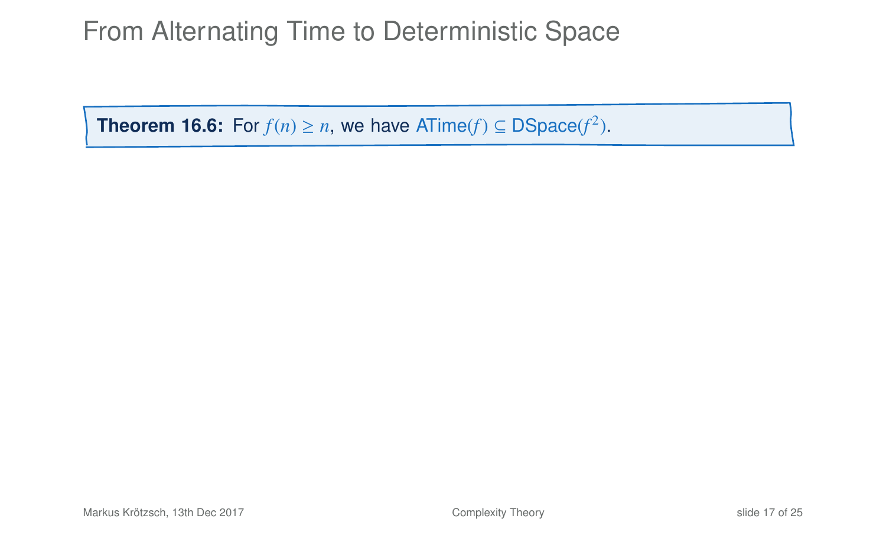# From Alternating Time to Deterministic Space

**Theorem 16.6:** For $f(n) \geq n$, we have $\text{ATime}(f) \subseteq \text{DSpace}(f^2)$.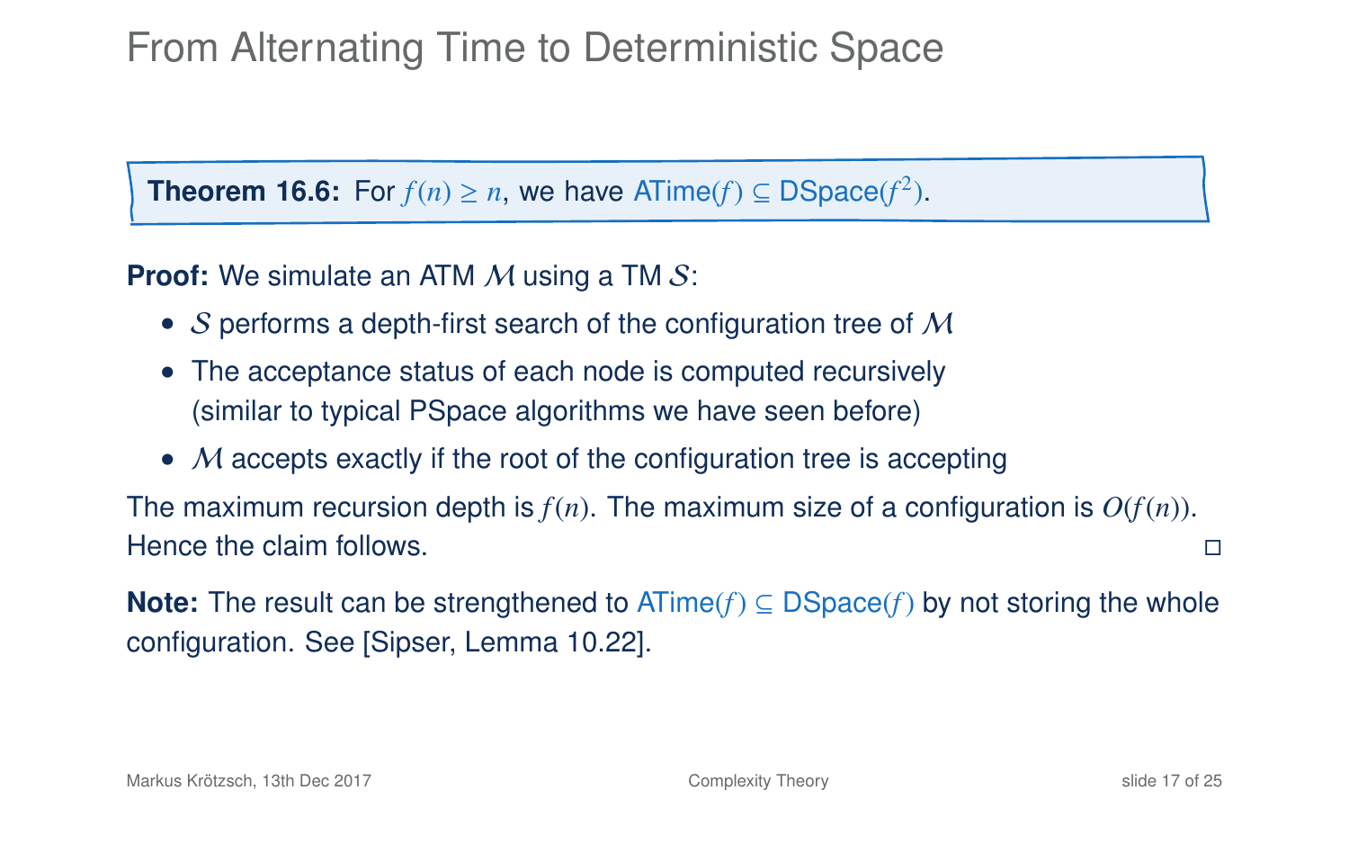# From Alternating Time to Deterministic Space

**Theorem 16.6:** For $f(n) \geq n$, we have $\mathsf{ATime}(f) \subseteq \mathsf{DSpace}(f^2)$.

**Proof:** We simulate an ATM $\mathcal{M}$ using a TM $\mathcal{S}$:

- $\mathcal{S}$ performs a depth-first search of the configuration tree of $\mathcal{M}$
- The acceptance status of each node is computed recursively (similar to typical PSpace algorithms we have seen before)
- $\mathcal{M}$ accepts exactly if the root of the configuration tree is accepting

The maximum recursion depth is $f(n)$. The maximum size of a configuration is $O(f(n))$. Hence the claim follows. □

**Note:** The result can be strengthened to $\mathsf{ATime}(f) \subseteq \mathsf{DSpace}(f)$ by not storing the whole configuration. See [Sipser, Lemma 10.22].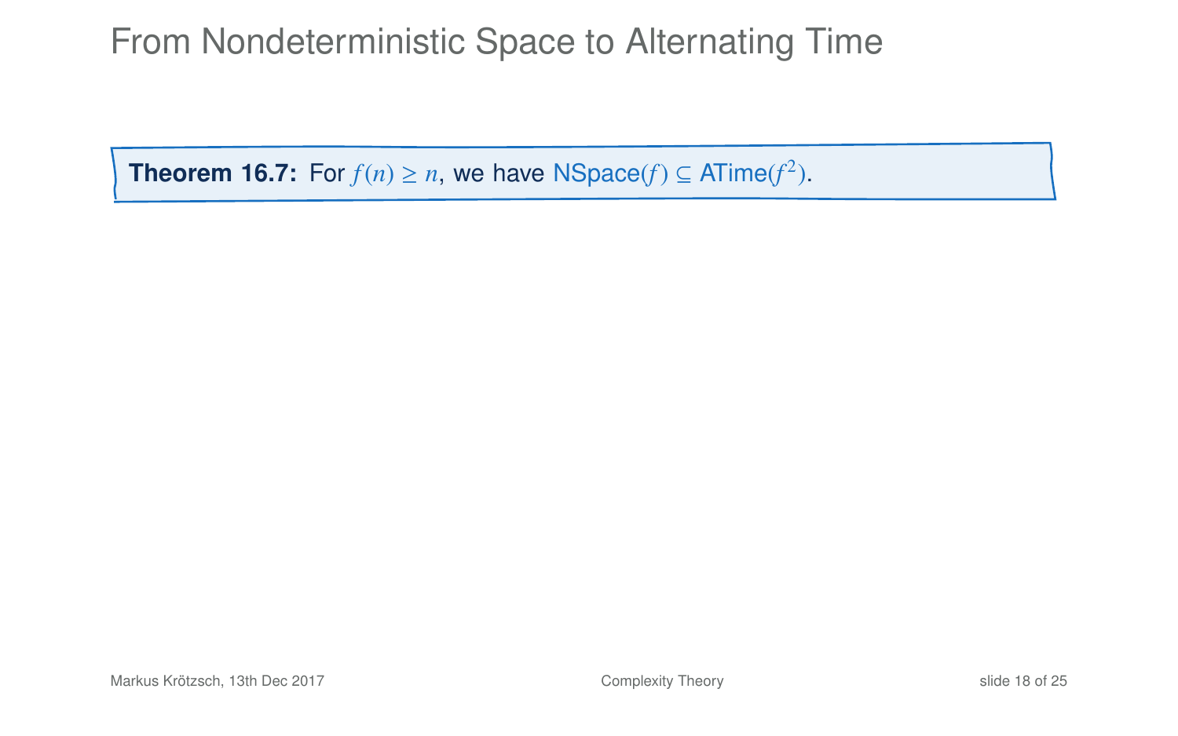# From Nondeterministic Space to Alternating Time

**Theorem 16.7:** For $f(n) \geq n$, we have $\mathsf{NSpace}(f) \subseteq \mathsf{ATime}(f^2)$.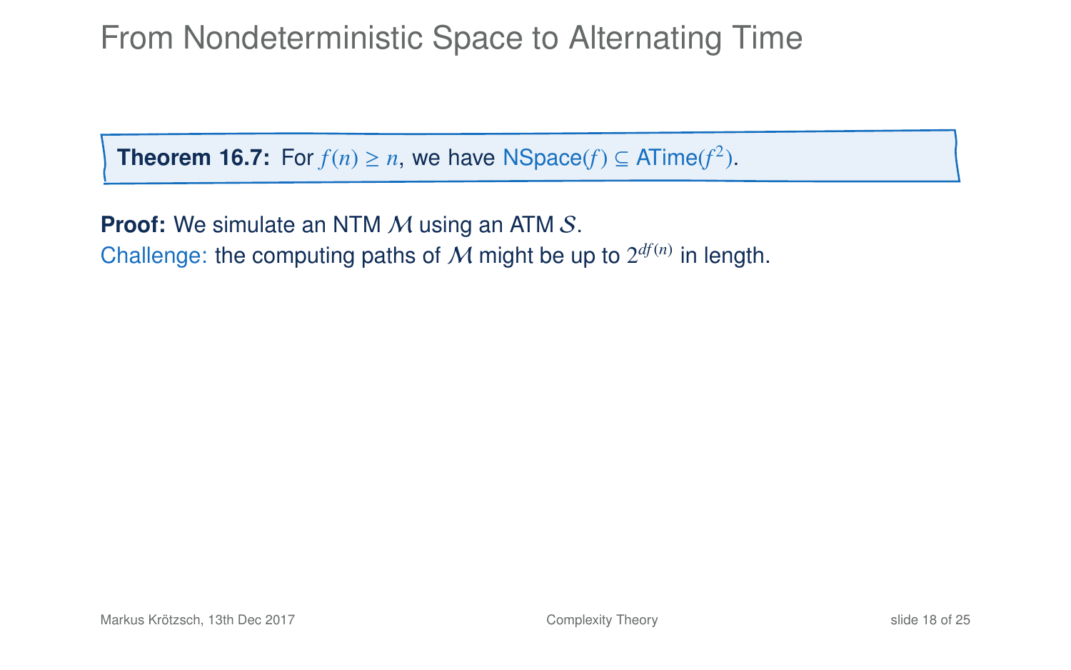# From Nondeterministic Space to Alternating Time

**Theorem 16.7:** For $f(n) \geq n$, we have NSpace($f$) $\subseteq$ ATime($f^2$).

**Proof:** We simulate an NTM $\mathcal{M}$ using an ATM $\mathcal{S}$.

Challenge: the computing paths of $\mathcal{M}$ might be up to $2^{df(n)}$ in length.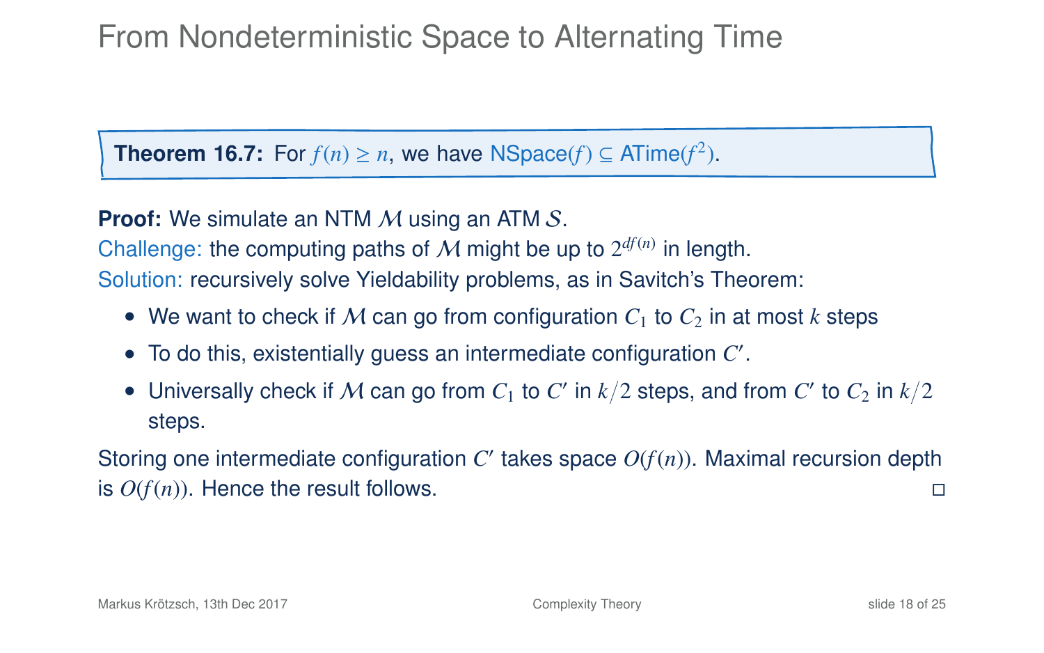# From Nondeterministic Space to Alternating Time

**Theorem 16.7:** For $f(n) \geq n$, we have NSpace($f$) $\subseteq$ ATime($f^2$).

**Proof:** We simulate an NTM $\mathcal{M}$ using an ATM $\mathcal{S}$.

Challenge: the computing paths of $\mathcal{M}$ might be up to $2^{df(n)}$ in length.

Solution: recursively solve Yieldability problems, as in Savitch's Theorem:

- We want to check if $\mathcal{M}$ can go from configuration $C_1$ to $C_2$ in at most $k$ steps
- To do this, existentially guess an intermediate configuration $C'$.
- Universally check if $\mathcal{M}$ can go from $C_1$ to $C'$ in $k/2$ steps, and from $C'$ to $C_2$ in $k/2$ steps.

Storing one intermediate configuration $C'$ takes space $O(f(n))$. Maximal recursion depth is $O(f(n))$. Hence the result follows. □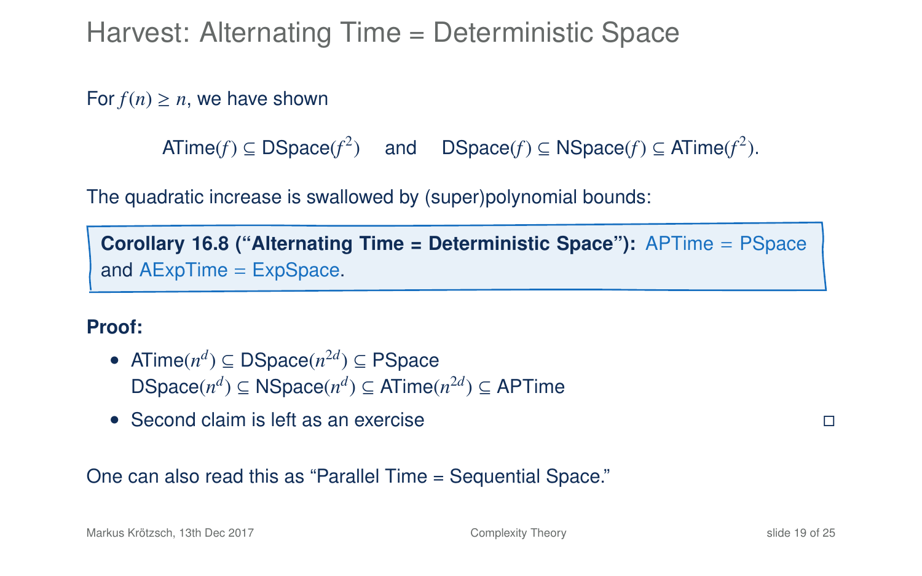# Harvest: Alternating Time = Deterministic Space

For $f(n) \geq n$, we have shown

$$\text{ATime}(f) \subseteq \text{DSpace}(f^2) \quad \text{and} \quad \text{DSpace}(f) \subseteq \text{NSpace}(f) \subseteq \text{ATime}(f^2).$$

The quadratic increase is swallowed by (super)polynomial bounds:

> **Corollary 16.8 ("Alternating Time = Deterministic Space"):** APTime = PSpace and AExpTime = ExpSpace.

**Proof:**

- $\text{ATime}(n^d) \subseteq \text{DSpace}(n^{2d}) \subseteq \text{PSpace}$
  $\text{DSpace}(n^d) \subseteq \text{NSpace}(n^d) \subseteq \text{ATime}(n^{2d}) \subseteq \text{APTime}$
- Second claim is left as an exercise □

One can also read this as "Parallel Time = Sequential Space."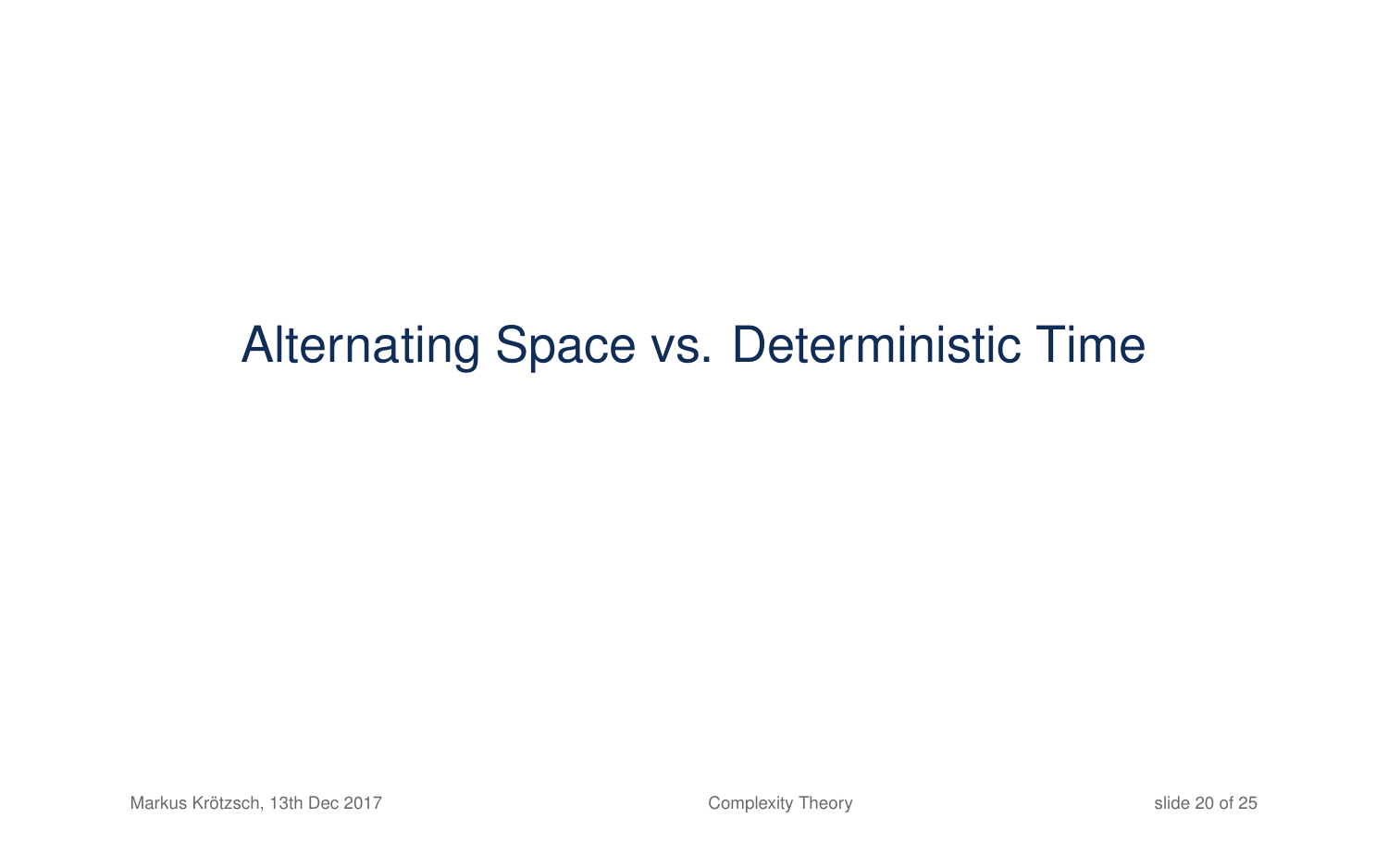# Alternating Space vs. Deterministic Time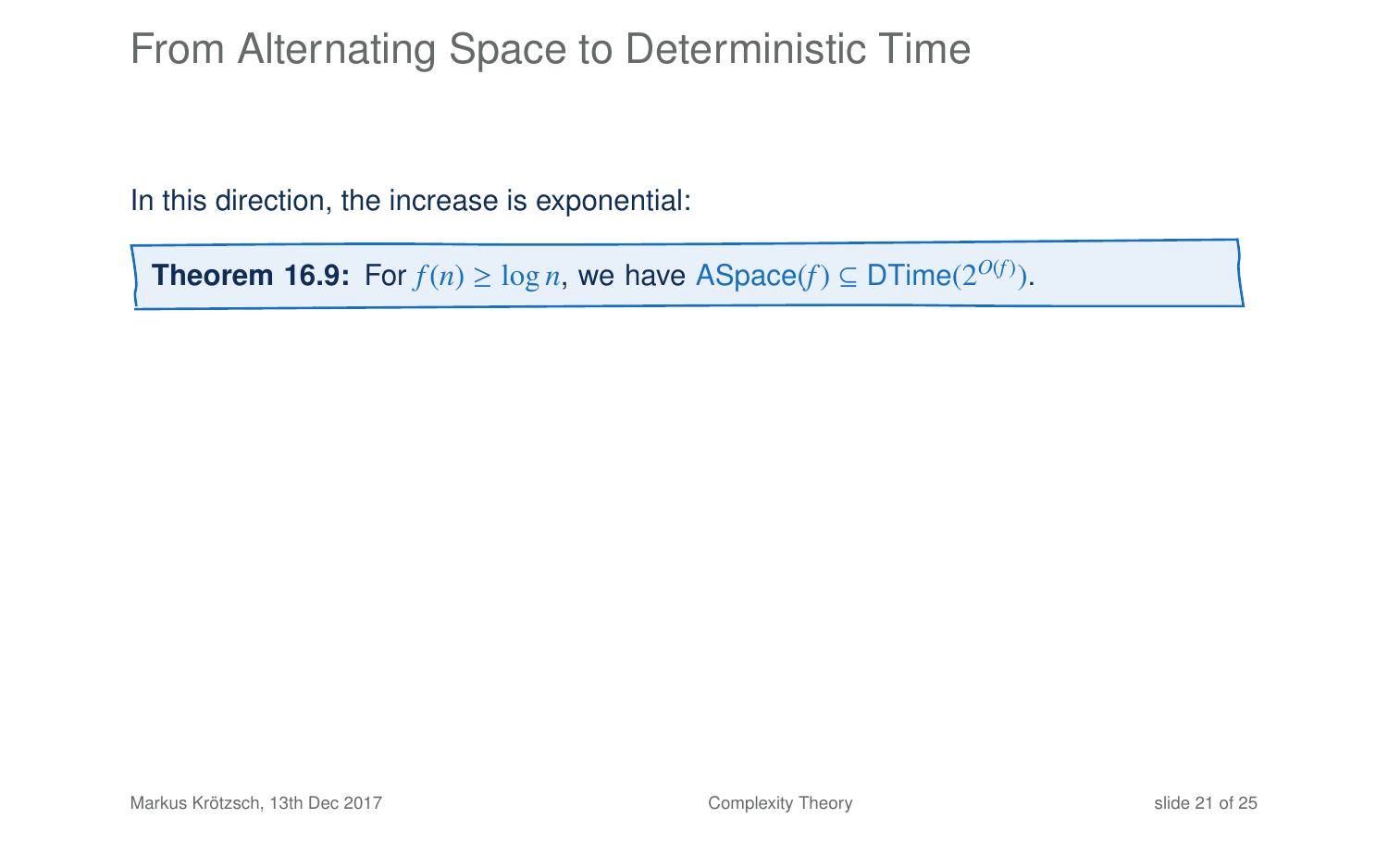# From Alternating Space to Deterministic Time

In this direction, the increase is exponential:

**Theorem 16.9:** For $f(n) \geq \log n$, we have ASpace($f$) $\subseteq$ DTime($2^{O(f)}$).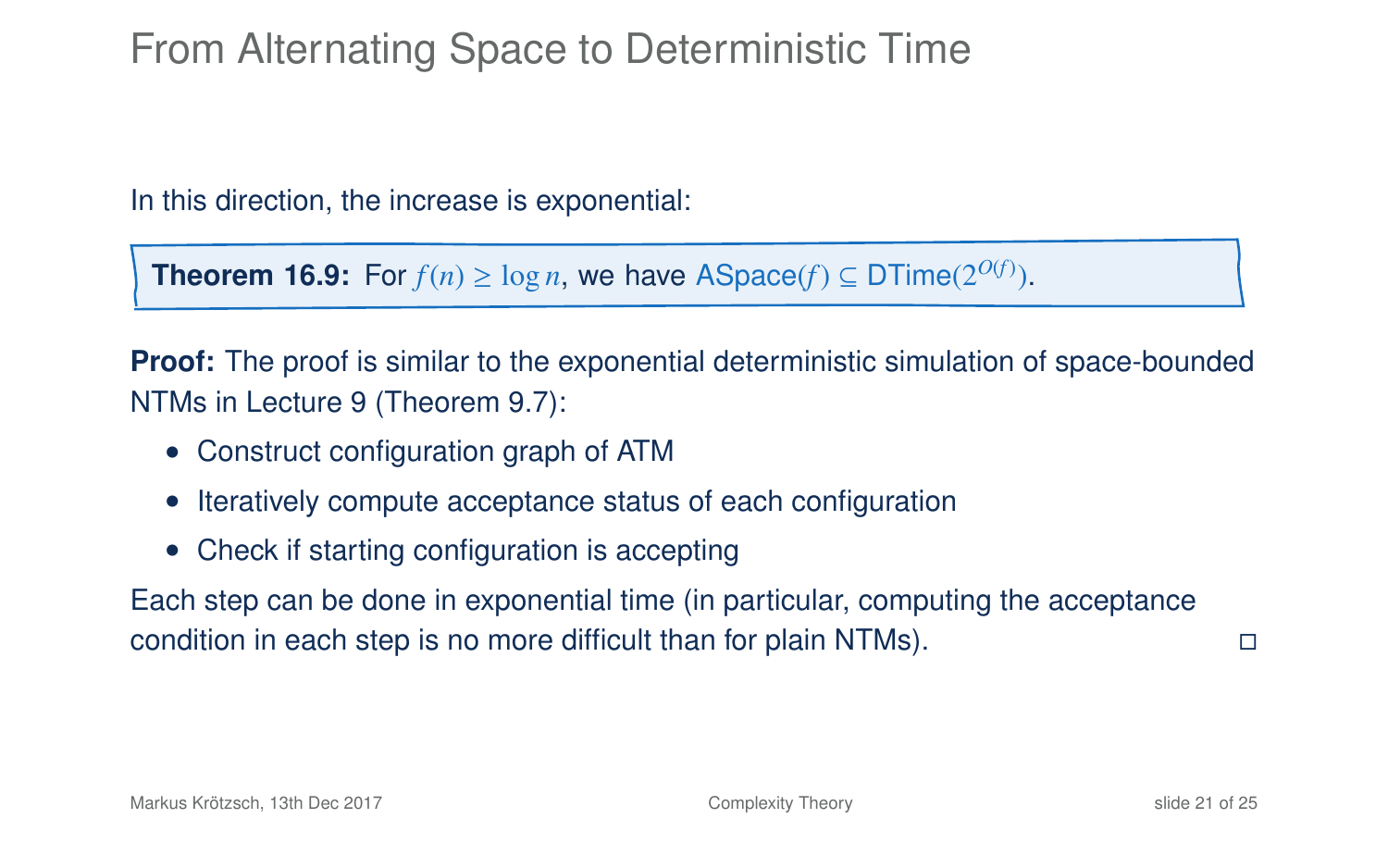# From Alternating Space to Deterministic Time

In this direction, the increase is exponential:

**Theorem 16.9:** For $f(n) \geq \log n$, we have $\text{ASpace}(f) \subseteq \text{DTime}(2^{O(f)})$.

**Proof:** The proof is similar to the exponential deterministic simulation of space-bounded NTMs in Lecture 9 (Theorem 9.7):

- Construct configuration graph of ATM
- Iteratively compute acceptance status of each configuration
- Check if starting configuration is accepting

Each step can be done in exponential time (in particular, computing the acceptance condition in each step is no more difficult than for plain NTMs). □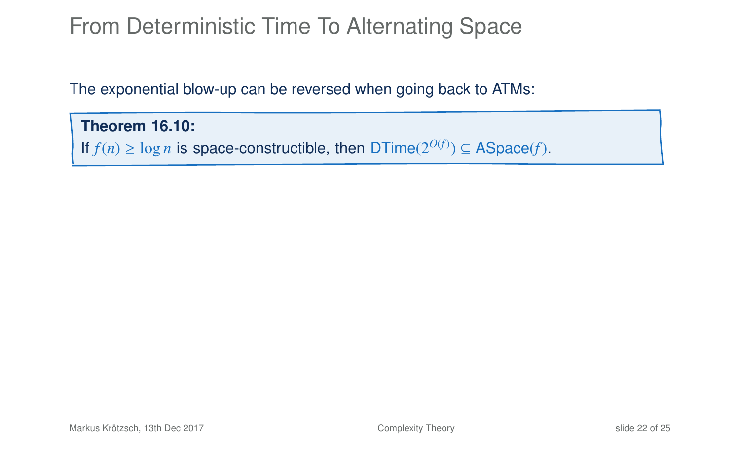# From Deterministic Time To Alternating Space

The exponential blow-up can be reversed when going back to ATMs:

**Theorem 16.10:**
If $f(n) \geq \log n$ is space-constructible, then $\mathsf{DTime}(2^{O(f)}) \subseteq \mathsf{ASpace}(f)$.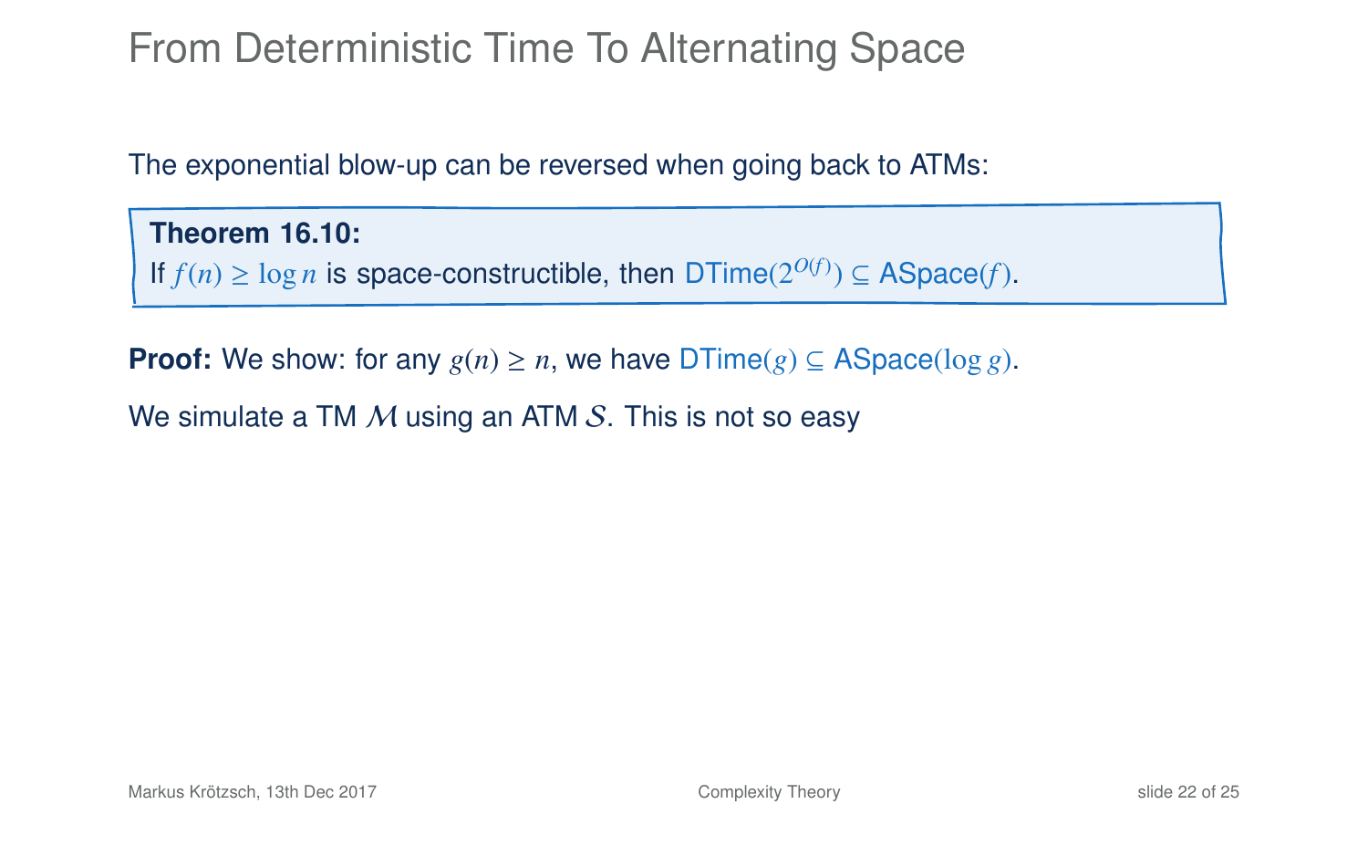# From Deterministic Time To Alternating Space

The exponential blow-up can be reversed when going back to ATMs:

**Theorem 16.10:**
If $f(n) \geq \log n$ is space-constructible, then $\mathsf{DTime}(2^{O(f)}) \subseteq \mathsf{ASpace}(f)$.

**Proof:** We show: for any $g(n) \geq n$, we have $\mathsf{DTime}(g) \subseteq \mathsf{ASpace}(\log g)$.

We simulate a TM $\mathcal{M}$ using an ATM $\mathcal{S}$. This is not so easy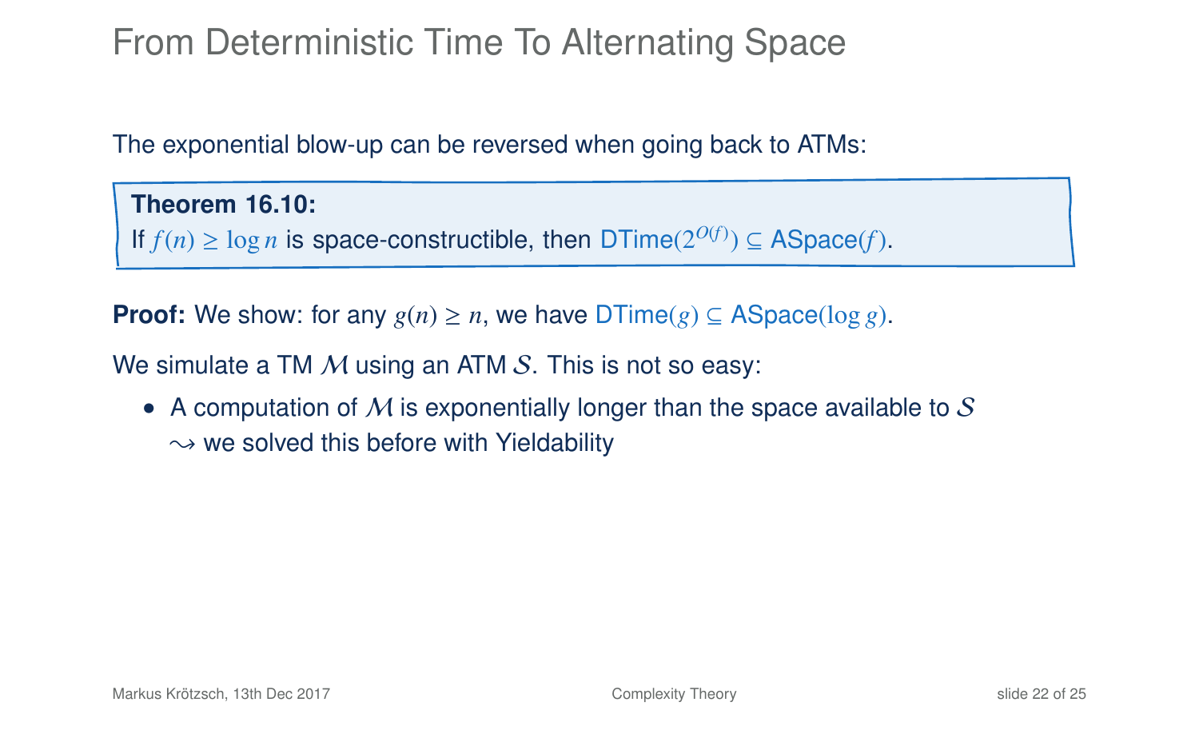# From Deterministic Time To Alternating Space

The exponential blow-up can be reversed when going back to ATMs:

**Theorem 16.10:**
If $f(n) \geq \log n$ is space-constructible, then $\text{DTime}(2^{O(f)}) \subseteq \text{ASpace}(f)$.

**Proof:** We show: for any $g(n) \geq n$, we have $\text{DTime}(g) \subseteq \text{ASpace}(\log g)$.

We simulate a TM $\mathcal{M}$ using an ATM $\mathcal{S}$. This is not so easy:

- A computation of $\mathcal{M}$ is exponentially longer than the space available to $\mathcal{S}$
  $\rightsquigarrow$ we solved this before with Yieldability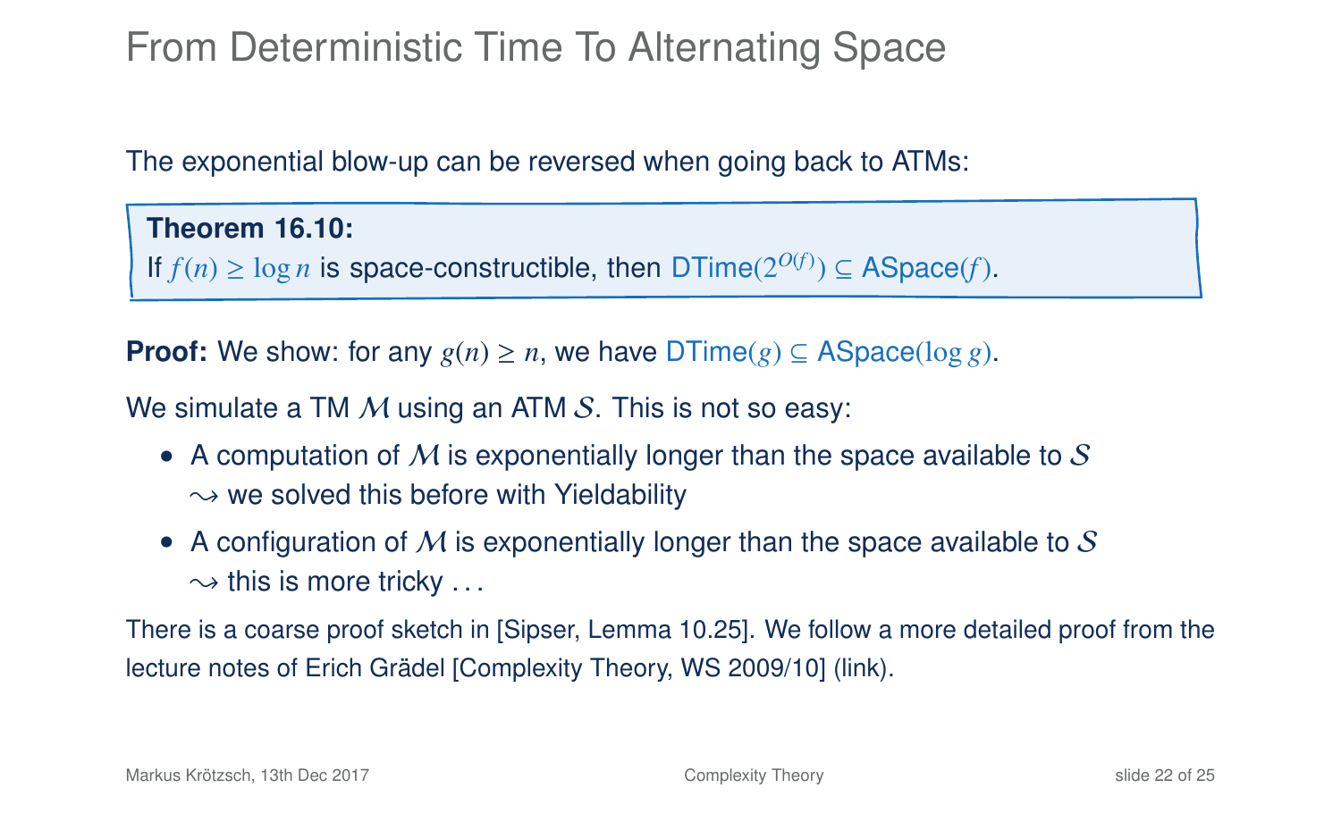# From Deterministic Time To Alternating Space

The exponential blow-up can be reversed when going back to ATMs:

> **Theorem 16.10:**
> If $f(n) \geq \log n$ is space-constructible, then $\mathsf{DTime}(2^{O(f)}) \subseteq \mathsf{ASpace}(f)$.

**Proof:** We show: for any $g(n) \geq n$, we have $\mathsf{DTime}(g) \subseteq \mathsf{ASpace}(\log g)$.

We simulate a TM $\mathcal{M}$ using an ATM $\mathcal{S}$. This is not so easy:

- A computation of $\mathcal{M}$ is exponentially longer than the space available to $\mathcal{S}$
  $\rightsquigarrow$ we solved this before with Yieldability
- A configuration of $\mathcal{M}$ is exponentially longer than the space available to $\mathcal{S}$
  $\rightsquigarrow$ this is more tricky ...

There is a coarse proof sketch in [Sipser, Lemma 10.25]. We follow a more detailed proof from the lecture notes of Erich Grädel [Complexity Theory, WS 2009/10] (link).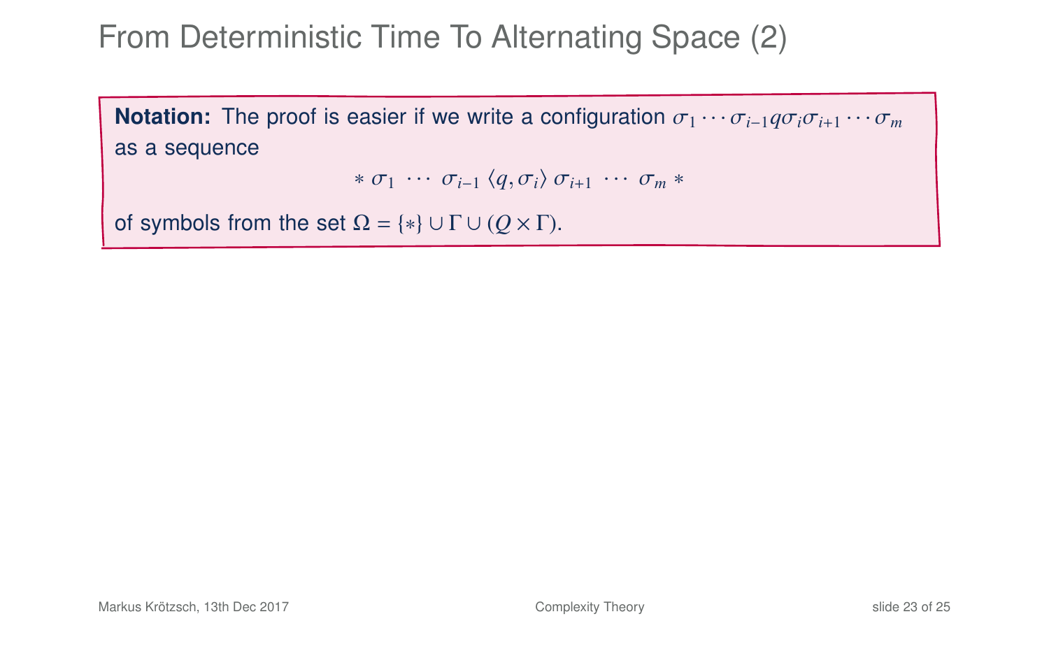# From Deterministic Time To Alternating Space (2)

**Notation:** The proof is easier if we write a configuration $\sigma_1 \cdots \sigma_{i-1} q \sigma_i \sigma_{i+1} \cdots \sigma_m$ as a sequence

$$* \ \sigma_1 \ \cdots \ \sigma_{i-1} \ \langle q, \sigma_i \rangle \ \sigma_{i+1} \ \cdots \ \sigma_m \ *$$

of symbols from the set $\Omega = \{*\} \cup \Gamma \cup (Q \times \Gamma)$.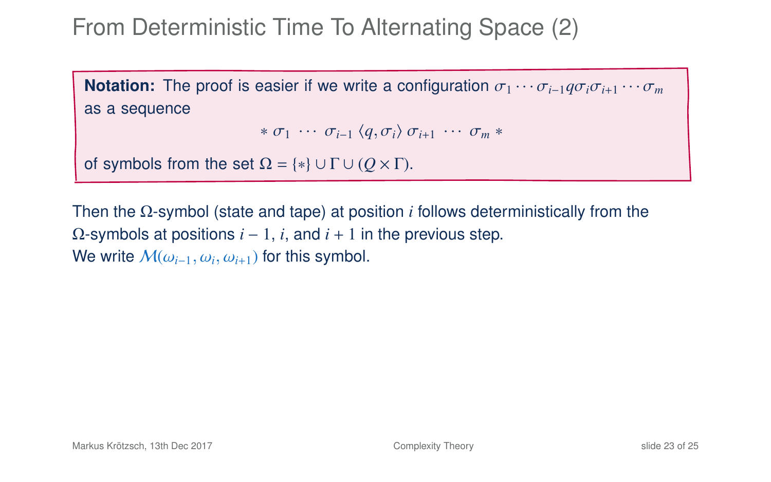# From Deterministic Time To Alternating Space (2)

**Notation:** The proof is easier if we write a configuration $\sigma_1 \cdots \sigma_{i-1} q \sigma_i \sigma_{i+1} \cdots \sigma_m$ as a sequence

$$* \; \sigma_1 \; \cdots \; \sigma_{i-1} \; \langle q, \sigma_i \rangle \; \sigma_{i+1} \; \cdots \; \sigma_m \; *$$

of symbols from the set $\Omega = \{*\} \cup \Gamma \cup (Q \times \Gamma)$.

Then the $\Omega$-symbol (state and tape) at position $i$ follows deterministically from the $\Omega$-symbols at positions $i-1$, $i$, and $i+1$ in the previous step.
We write $\mathcal{M}(\omega_{i-1}, \omega_i, \omega_{i+1})$ for this symbol.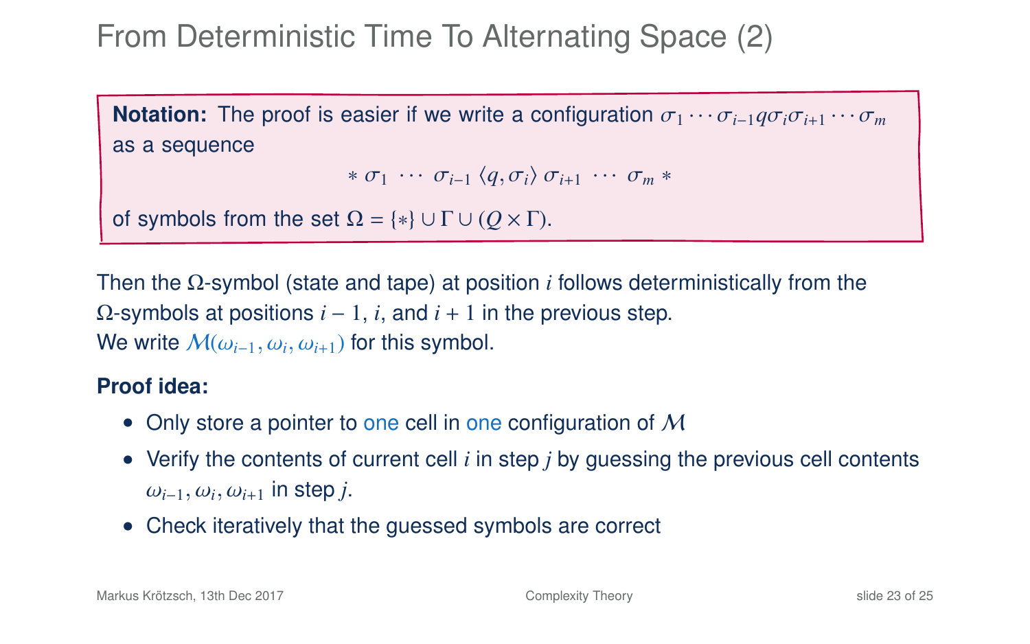# From Deterministic Time To Alternating Space (2)

**Notation:** The proof is easier if we write a configuration $\sigma_1 \cdots \sigma_{i-1} q \sigma_i \sigma_{i+1} \cdots \sigma_m$ as a sequence

$$* \ \sigma_1 \ \cdots \ \sigma_{i-1} \ \langle q, \sigma_i \rangle \ \sigma_{i+1} \ \cdots \ \sigma_m \ *$$

of symbols from the set $\Omega = \{*\} \cup \Gamma \cup (Q \times \Gamma)$.

Then the $\Omega$-symbol (state and tape) at position $i$ follows deterministically from the $\Omega$-symbols at positions $i-1$, $i$, and $i+1$ in the previous step.
We write $\mathcal{M}(\omega_{i-1}, \omega_i, \omega_{i+1})$ for this symbol.

**Proof idea:**

- Only store a pointer to one cell in one configuration of $\mathcal{M}$
- Verify the contents of current cell $i$ in step $j$ by guessing the previous cell contents $\omega_{i-1}, \omega_i, \omega_{i+1}$ in step $j$.
- Check iteratively that the guessed symbols are correct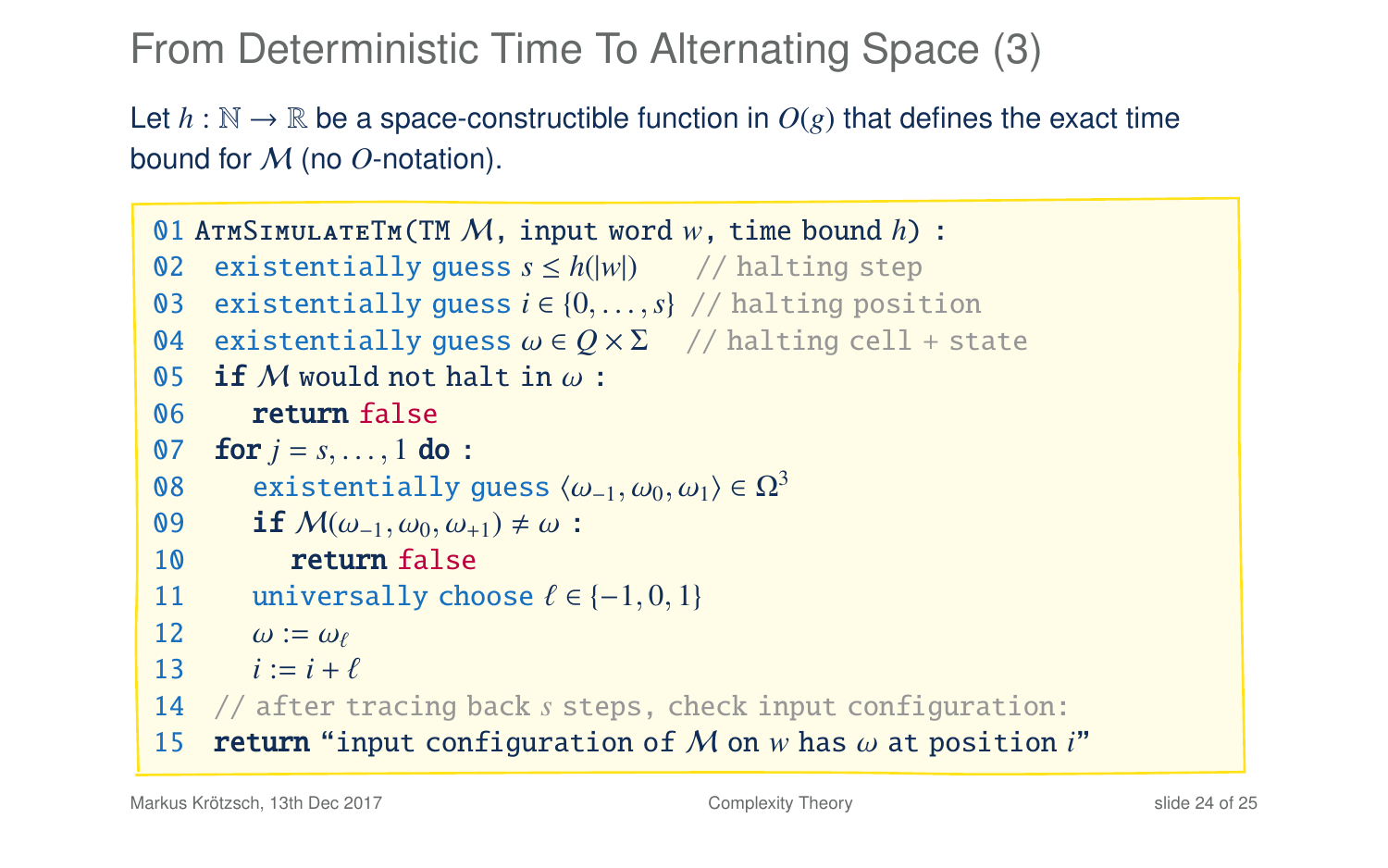# From Deterministic Time To Alternating Space (3)

Let $h : \mathbb{N} \to \mathbb{R}$ be a space-constructible function in $O(g)$ that defines the exact time bound for $\mathcal{M}$ (no $O$-notation).

```
01 AtmSimulateTm(TM M, input word w, time bound h) :
02   existentially guess s ≤ h(|w|)       // halting step
03   existentially guess i ∈ {0, ..., s}  // halting position
04   existentially guess ω ∈ Q × Σ        // halting cell + state
05   if M would not halt in ω :
06     return false
07   for j = s, ..., 1 do :
08     existentially guess ⟨ω_{-1}, ω_0, ω_1⟩ ∈ Ω^3
09     if M(ω_{-1}, ω_0, ω_{+1}) ≠ ω :
10       return false
11     universally choose ℓ ∈ {-1, 0, 1}
12     ω := ω_ℓ
13     i := i + ℓ
14   // after tracing back s steps, check input configuration:
15   return "input configuration of M on w has ω at position i"
```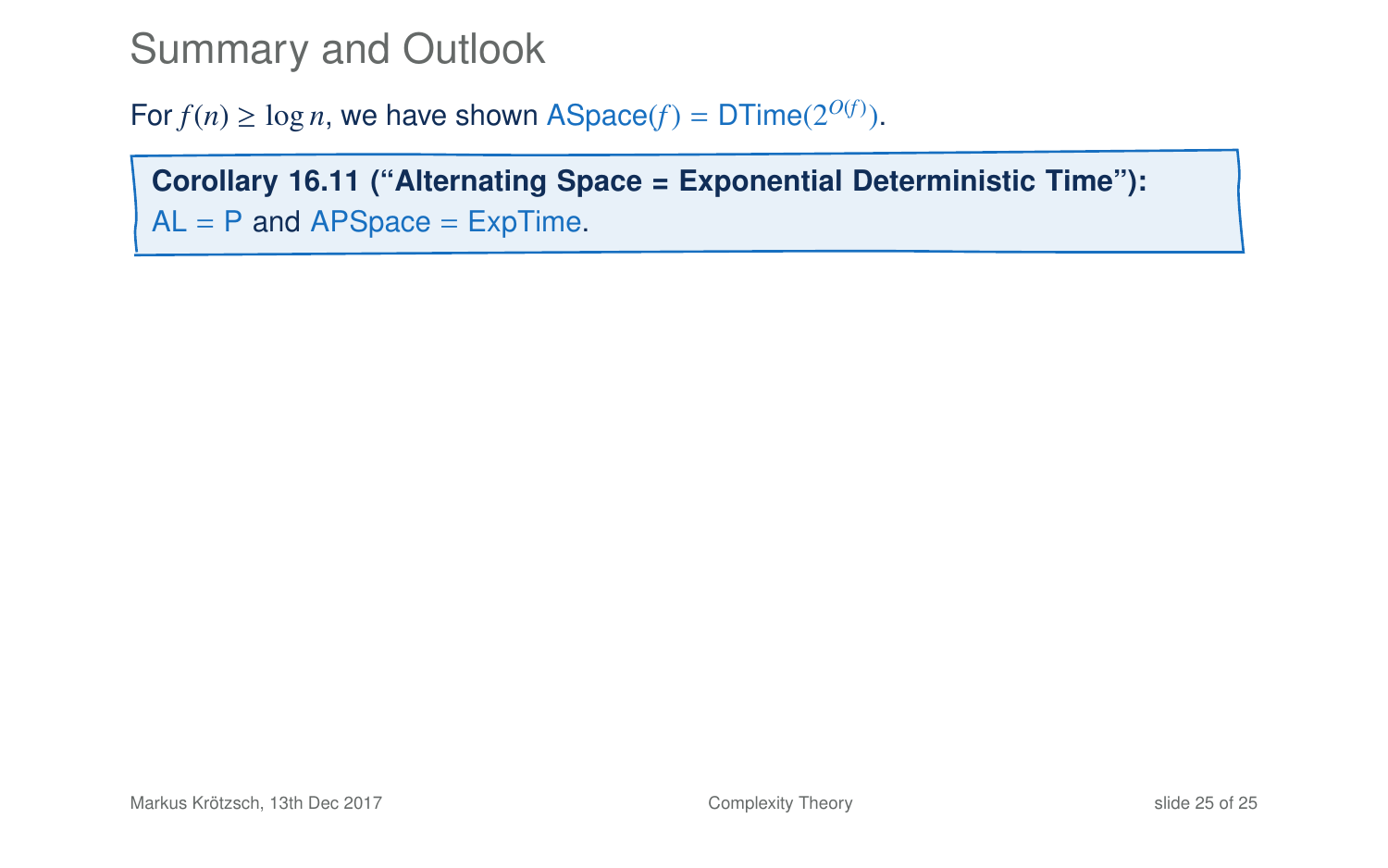# Summary and Outlook

For $f(n) \geq \log n$, we have shown ASpace$(f)$ = DTime$(2^{O(f)})$.

**Corollary 16.11 ("Alternating Space = Exponential Deterministic Time"):**
AL = P and APSpace = ExpTime.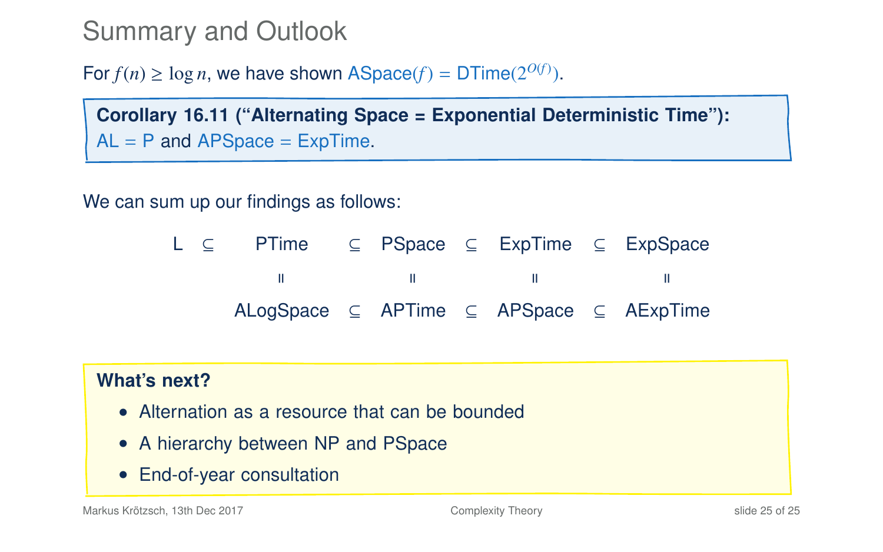# Summary and Outlook

For $f(n) \geq \log n$, we have shown $\mathsf{ASpace}(f) = \mathsf{DTime}(2^{O(f)})$.

> **Corollary 16.11 ("Alternating Space = Exponential Deterministic Time"):**
> AL = P and APSpace = ExpTime.

We can sum up our findings as follows:

$$
\begin{array}{ccccccccc}
\mathsf{L} & \subseteq & \mathsf{PTime} & \subseteq & \mathsf{PSpace} & \subseteq & \mathsf{ExpTime} & \subseteq & \mathsf{ExpSpace} \\
 & & \| & & \| & & \| & & \| \\
 & & \mathsf{ALogSpace} & \subseteq & \mathsf{APTime} & \subseteq & \mathsf{APSpace} & \subseteq & \mathsf{AExpTime}
\end{array}
$$

**What's next?**

- Alternation as a resource that can be bounded
- A hierarchy between NP and PSpace
- End-of-year consultation